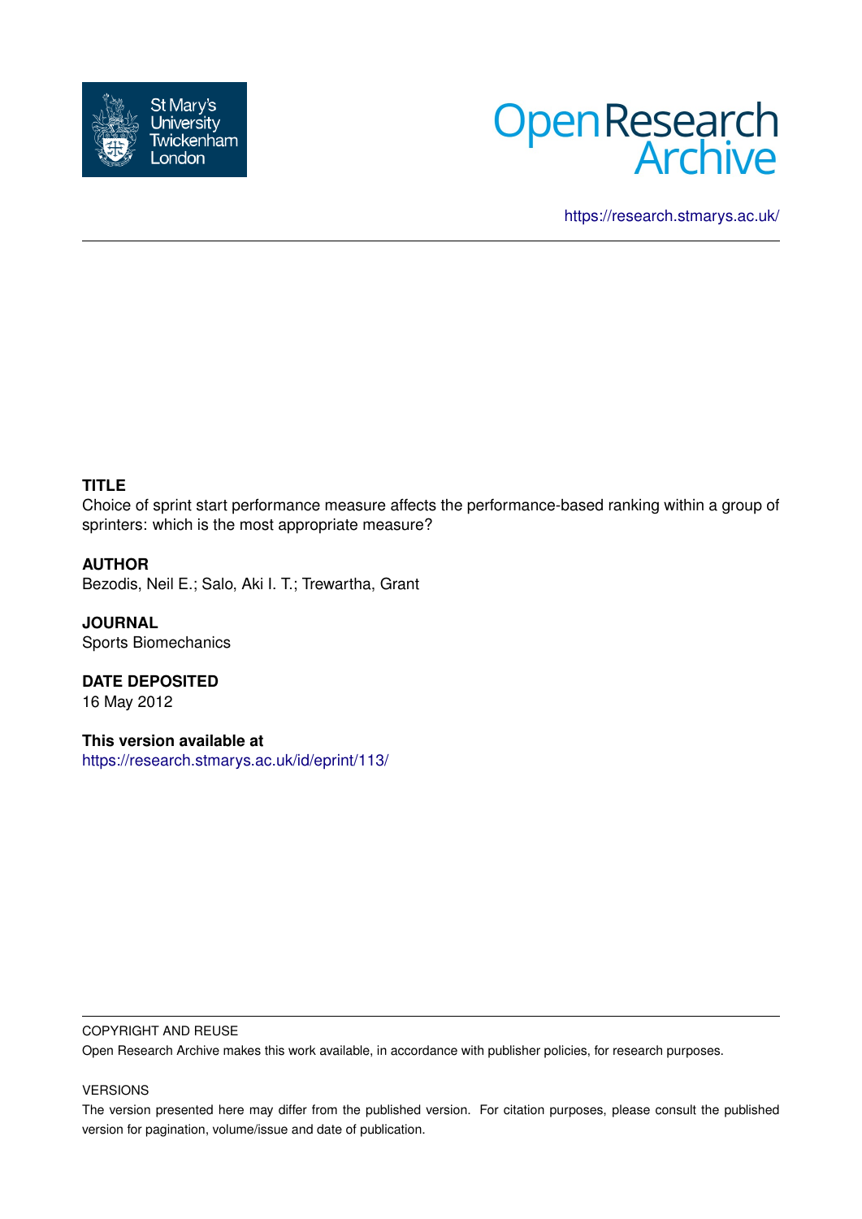St Mary's University Twickenham London

Open Research Archive

https://research.stmarys.ac.uk/

**TITLE**

Choice of sprint start performance measure affects the performance-based ranking within a group of sprinters: which is the most appropriate measure?

**AUTHOR**

Bezodis, Neil E.; Salo, Aki I. T.; Trewartha, Grant

**JOURNAL**

Sports Biomechanics

**DATE DEPOSITED**

16 May 2012

**This version available at**

https://research.stmarys.ac.uk/id/eprint/113/

COPYRIGHT AND REUSE

Open Research Archive makes this work available, in accordance with publisher policies, for research purposes.

VERSIONS

The version presented here may differ from the published version. For citation purposes, please consult the published version for pagination, volume/issue and date of publication.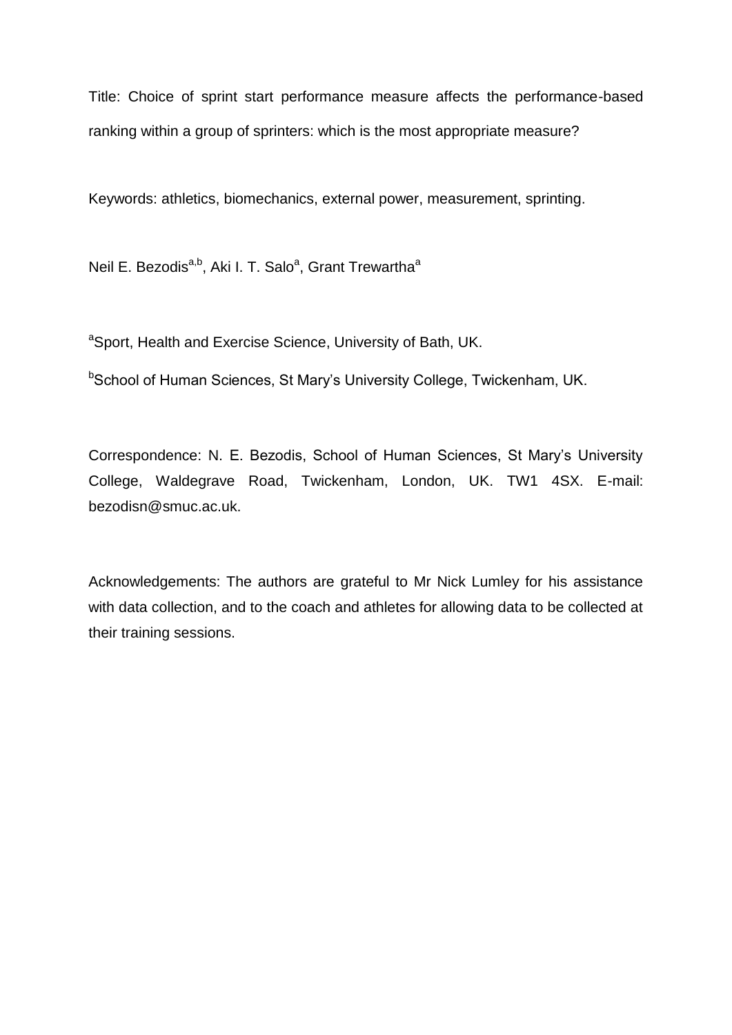Title: Choice of sprint start performance measure affects the performance-based ranking within a group of sprinters: which is the most appropriate measure?

Keywords: athletics, biomechanics, external power, measurement, sprinting.

Neil E. Bezodis[a,b], Aki I. T. Salo[a], Grant Trewartha[a]

[a]Sport, Health and Exercise Science, University of Bath, UK.

[b]School of Human Sciences, St Mary's University College, Twickenham, UK.

Correspondence: N. E. Bezodis, School of Human Sciences, St Mary's University College, Waldegrave Road, Twickenham, London, UK. TW1 4SX. E-mail: bezodisn@smuc.ac.uk.

Acknowledgements: The authors are grateful to Mr Nick Lumley for his assistance with data collection, and to the coach and athletes for allowing data to be collected at their training sessions.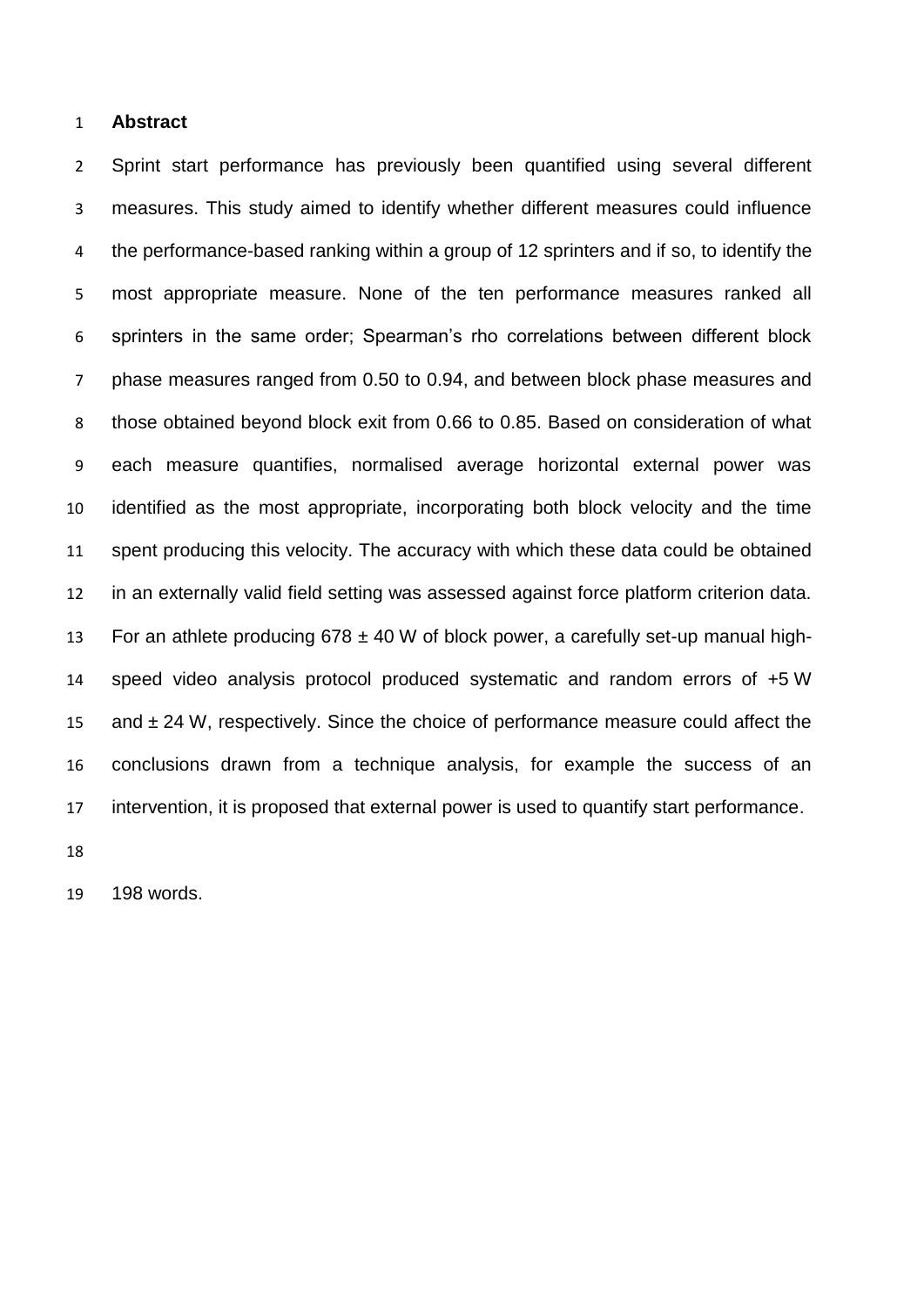## Abstract

Sprint start performance has previously been quantified using several different measures. This study aimed to identify whether different measures could influence the performance-based ranking within a group of 12 sprinters and if so, to identify the most appropriate measure. None of the ten performance measures ranked all sprinters in the same order; Spearman's rho correlations between different block phase measures ranged from 0.50 to 0.94, and between block phase measures and those obtained beyond block exit from 0.66 to 0.85. Based on consideration of what each measure quantifies, normalised average horizontal external power was identified as the most appropriate, incorporating both block velocity and the time spent producing this velocity. The accuracy with which these data could be obtained in an externally valid field setting was assessed against force platform criterion data. For an athlete producing 678 ± 40 W of block power, a carefully set-up manual high-speed video analysis protocol produced systematic and random errors of +5 W and ± 24 W, respectively. Since the choice of performance measure could affect the conclusions drawn from a technique analysis, for example the success of an intervention, it is proposed that external power is used to quantify start performance.

198 words.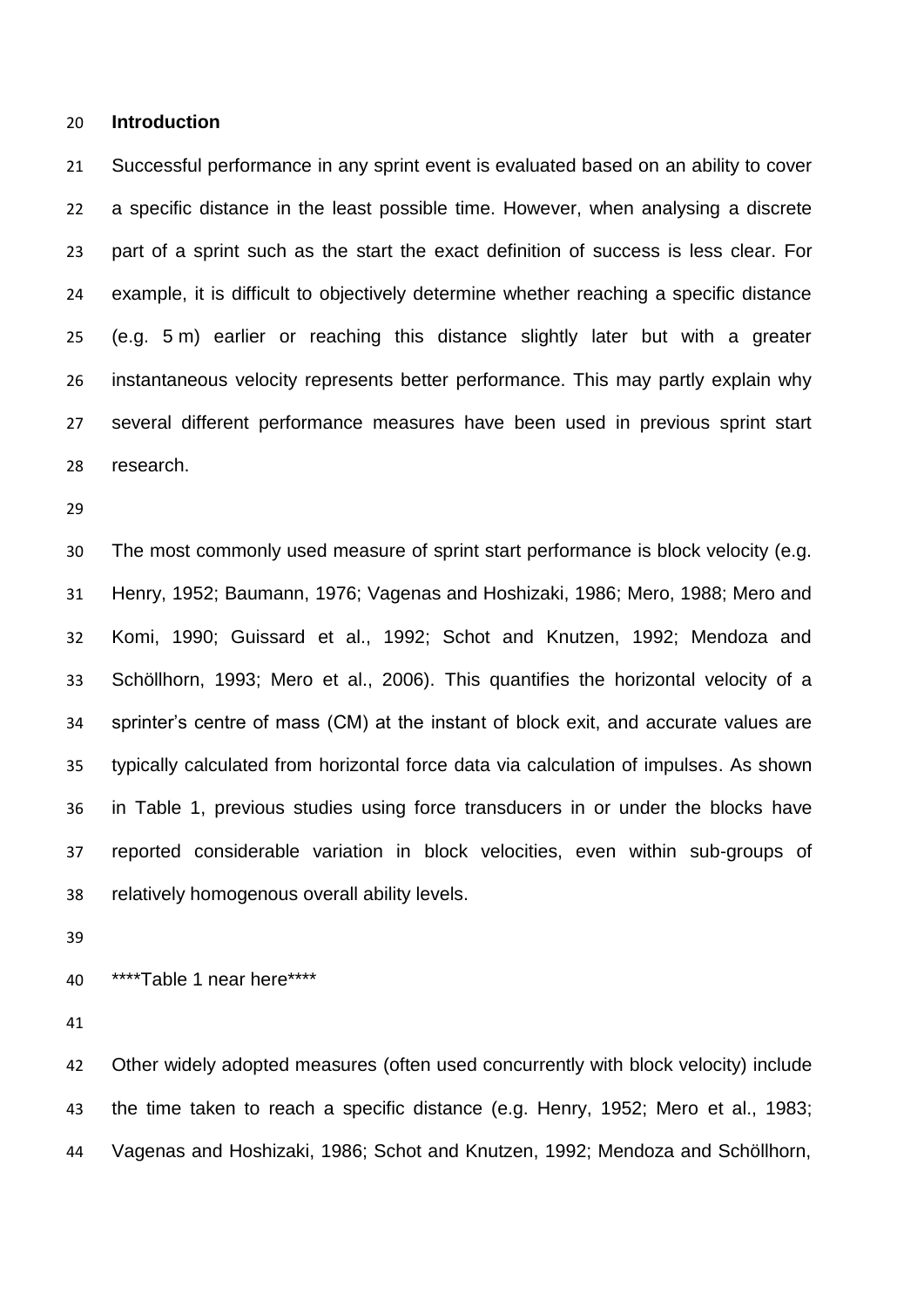## Introduction

Successful performance in any sprint event is evaluated based on an ability to cover a specific distance in the least possible time. However, when analysing a discrete part of a sprint such as the start the exact definition of success is less clear. For example, it is difficult to objectively determine whether reaching a specific distance (e.g. 5 m) earlier or reaching this distance slightly later but with a greater instantaneous velocity represents better performance. This may partly explain why several different performance measures have been used in previous sprint start research.

The most commonly used measure of sprint start performance is block velocity (e.g. Henry, 1952; Baumann, 1976; Vagenas and Hoshizaki, 1986; Mero, 1988; Mero and Komi, 1990; Guissard et al., 1992; Schot and Knutzen, 1992; Mendoza and Schöllhorn, 1993; Mero et al., 2006). This quantifies the horizontal velocity of a sprinter's centre of mass (CM) at the instant of block exit, and accurate values are typically calculated from horizontal force data via calculation of impulses. As shown in Table 1, previous studies using force transducers in or under the blocks have reported considerable variation in block velocities, even within sub-groups of relatively homogenous overall ability levels.

****Table 1 near here****

Other widely adopted measures (often used concurrently with block velocity) include the time taken to reach a specific distance (e.g. Henry, 1952; Mero et al., 1983; Vagenas and Hoshizaki, 1986; Schot and Knutzen, 1992; Mendoza and Schöllhorn,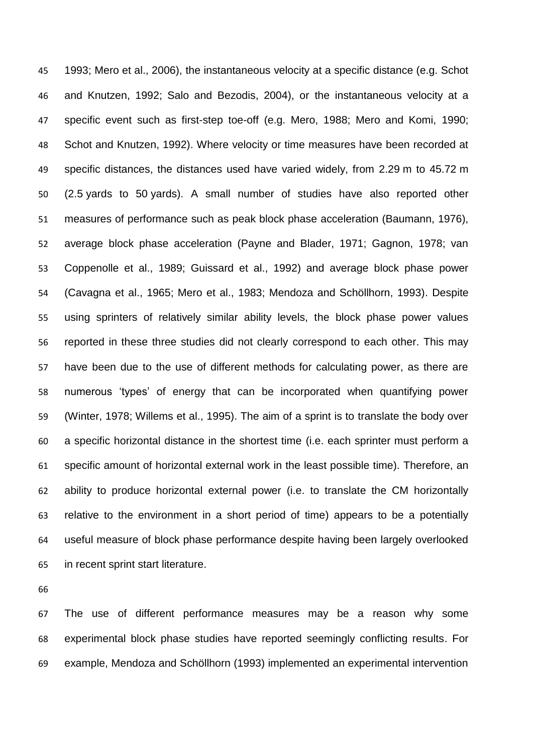1993; Mero et al., 2006), the instantaneous velocity at a specific distance (e.g. Schot and Knutzen, 1992; Salo and Bezodis, 2004), or the instantaneous velocity at a specific event such as first-step toe-off (e.g. Mero, 1988; Mero and Komi, 1990; Schot and Knutzen, 1992). Where velocity or time measures have been recorded at specific distances, the distances used have varied widely, from 2.29 m to 45.72 m (2.5 yards to 50 yards). A small number of studies have also reported other measures of performance such as peak block phase acceleration (Baumann, 1976), average block phase acceleration (Payne and Blader, 1971; Gagnon, 1978; van Coppenolle et al., 1989; Guissard et al., 1992) and average block phase power (Cavagna et al., 1965; Mero et al., 1983; Mendoza and Schöllhorn, 1993). Despite using sprinters of relatively similar ability levels, the block phase power values reported in these three studies did not clearly correspond to each other. This may have been due to the use of different methods for calculating power, as there are numerous 'types' of energy that can be incorporated when quantifying power (Winter, 1978; Willems et al., 1995). The aim of a sprint is to translate the body over a specific horizontal distance in the shortest time (i.e. each sprinter must perform a specific amount of horizontal external work in the least possible time). Therefore, an ability to produce horizontal external power (i.e. to translate the CM horizontally relative to the environment in a short period of time) appears to be a potentially useful measure of block phase performance despite having been largely overlooked in recent sprint start literature.

The use of different performance measures may be a reason why some experimental block phase studies have reported seemingly conflicting results. For example, Mendoza and Schöllhorn (1993) implemented an experimental intervention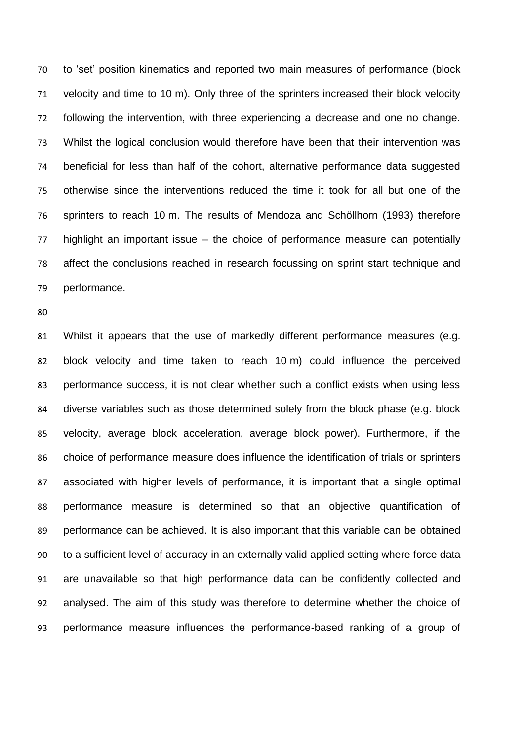to 'set' position kinematics and reported two main measures of performance (block velocity and time to 10 m). Only three of the sprinters increased their block velocity following the intervention, with three experiencing a decrease and one no change. Whilst the logical conclusion would therefore have been that their intervention was beneficial for less than half of the cohort, alternative performance data suggested otherwise since the interventions reduced the time it took for all but one of the sprinters to reach 10 m. The results of Mendoza and Schöllhorn (1993) therefore highlight an important issue – the choice of performance measure can potentially affect the conclusions reached in research focussing on sprint start technique and performance.

Whilst it appears that the use of markedly different performance measures (e.g. block velocity and time taken to reach 10 m) could influence the perceived performance success, it is not clear whether such a conflict exists when using less diverse variables such as those determined solely from the block phase (e.g. block velocity, average block acceleration, average block power). Furthermore, if the choice of performance measure does influence the identification of trials or sprinters associated with higher levels of performance, it is important that a single optimal performance measure is determined so that an objective quantification of performance can be achieved. It is also important that this variable can be obtained to a sufficient level of accuracy in an externally valid applied setting where force data are unavailable so that high performance data can be confidently collected and analysed. The aim of this study was therefore to determine whether the choice of performance measure influences the performance-based ranking of a group of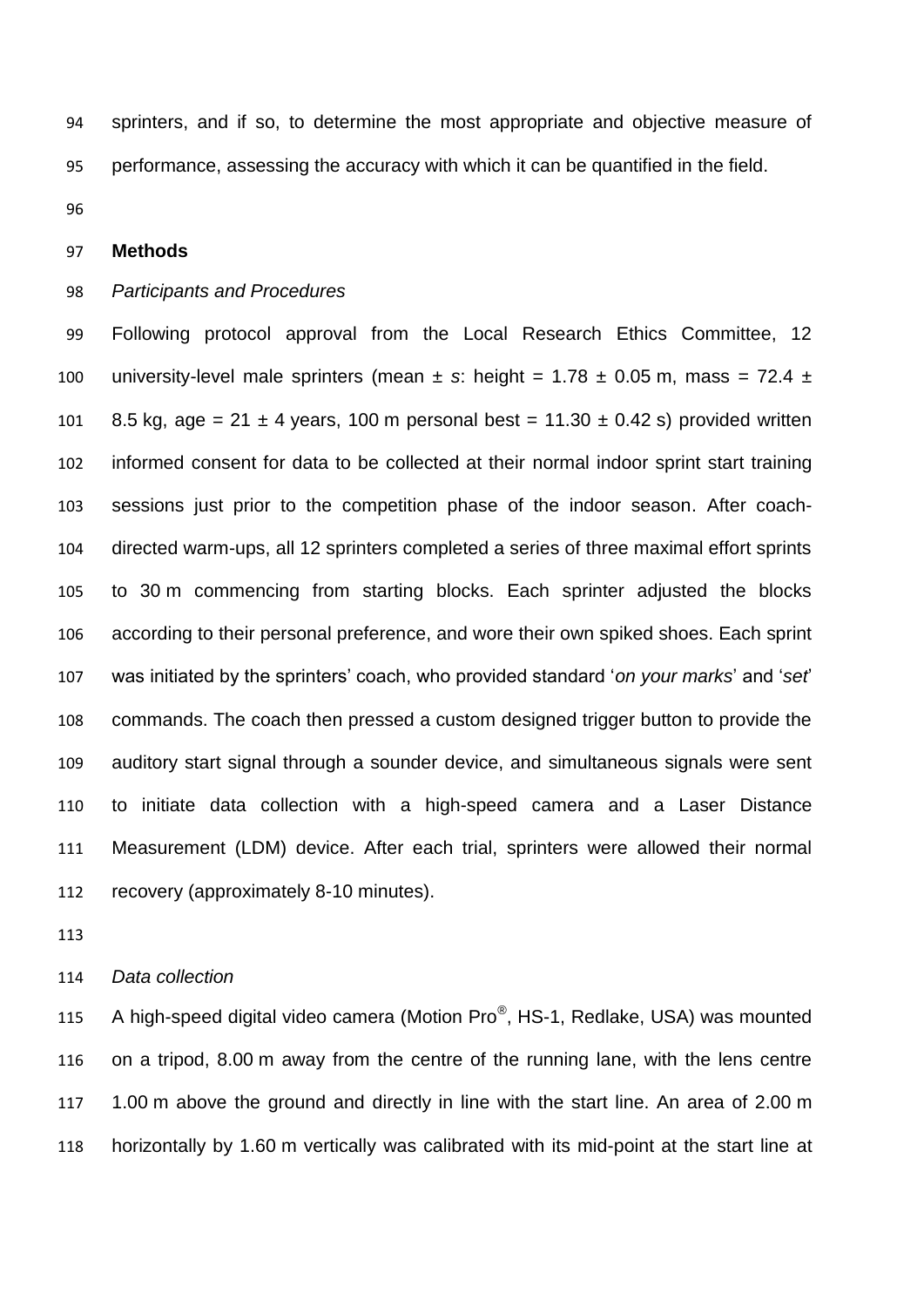sprinters, and if so, to determine the most appropriate and objective measure of performance, assessing the accuracy with which it can be quantified in the field.

## Methods

### *Participants and Procedures*

Following protocol approval from the Local Research Ethics Committee, 12 university-level male sprinters (mean ± *s*: height = 1.78 ± 0.05 m, mass = 72.4 ± 8.5 kg, age = 21 ± 4 years, 100 m personal best = 11.30 ± 0.42 s) provided written informed consent for data to be collected at their normal indoor sprint start training sessions just prior to the competition phase of the indoor season. After coach-directed warm-ups, all 12 sprinters completed a series of three maximal effort sprints to 30 m commencing from starting blocks. Each sprinter adjusted the blocks according to their personal preference, and wore their own spiked shoes. Each sprint was initiated by the sprinters' coach, who provided standard '*on your marks*' and '*set*' commands. The coach then pressed a custom designed trigger button to provide the auditory start signal through a sounder device, and simultaneous signals were sent to initiate data collection with a high-speed camera and a Laser Distance Measurement (LDM) device. After each trial, sprinters were allowed their normal recovery (approximately 8-10 minutes).

### *Data collection*

A high-speed digital video camera (Motion Pro®, HS-1, Redlake, USA) was mounted on a tripod, 8.00 m away from the centre of the running lane, with the lens centre 1.00 m above the ground and directly in line with the start line. An area of 2.00 m horizontally by 1.60 m vertically was calibrated with its mid-point at the start line at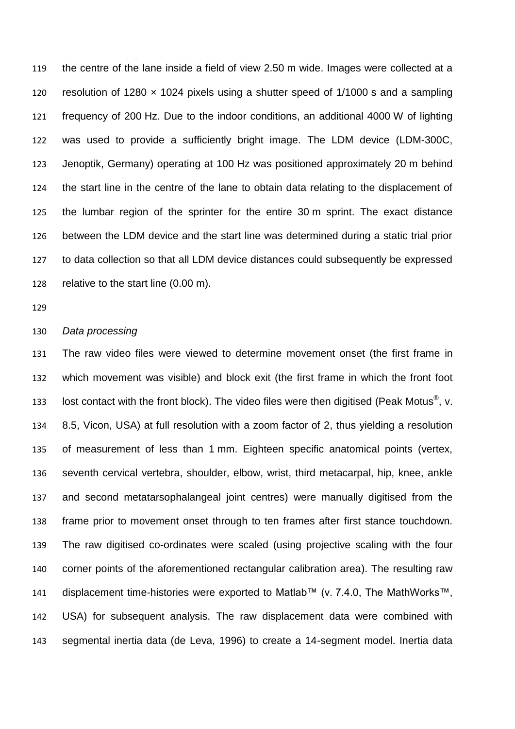the centre of the lane inside a field of view 2.50 m wide. Images were collected at a resolution of 1280 × 1024 pixels using a shutter speed of 1/1000 s and a sampling frequency of 200 Hz. Due to the indoor conditions, an additional 4000 W of lighting was used to provide a sufficiently bright image. The LDM device (LDM-300C, Jenoptik, Germany) operating at 100 Hz was positioned approximately 20 m behind the start line in the centre of the lane to obtain data relating to the displacement of the lumbar region of the sprinter for the entire 30 m sprint. The exact distance between the LDM device and the start line was determined during a static trial prior to data collection so that all LDM device distances could subsequently be expressed relative to the start line (0.00 m).

*Data processing*

The raw video files were viewed to determine movement onset (the first frame in which movement was visible) and block exit (the first frame in which the front foot lost contact with the front block). The video files were then digitised (Peak Motus®, v. 8.5, Vicon, USA) at full resolution with a zoom factor of 2, thus yielding a resolution of measurement of less than 1 mm. Eighteen specific anatomical points (vertex, seventh cervical vertebra, shoulder, elbow, wrist, third metacarpal, hip, knee, ankle and second metatarsophalangeal joint centres) were manually digitised from the frame prior to movement onset through to ten frames after first stance touchdown. The raw digitised co-ordinates were scaled (using projective scaling with the four corner points of the aforementioned rectangular calibration area). The resulting raw displacement time-histories were exported to Matlab™ (v. 7.4.0, The MathWorks™, USA) for subsequent analysis. The raw displacement data were combined with segmental inertia data (de Leva, 1996) to create a 14-segment model. Inertia data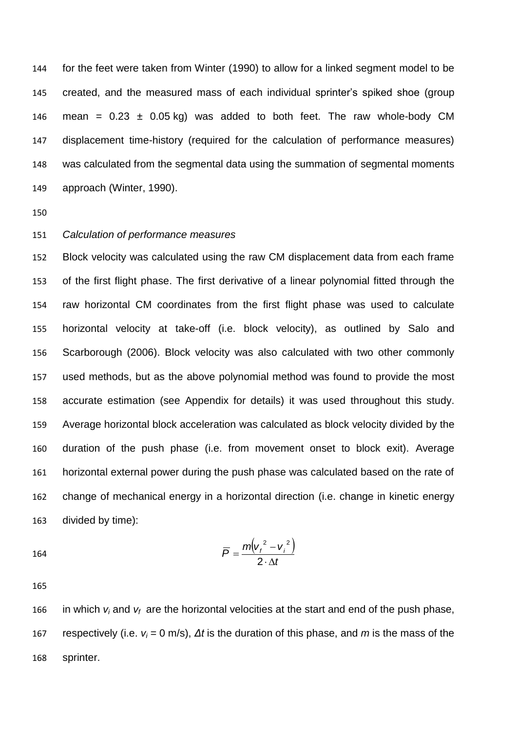for the feet were taken from Winter (1990) to allow for a linked segment model to be created, and the measured mass of each individual sprinter's spiked shoe (group mean = 0.23 ± 0.05 kg) was added to both feet. The raw whole-body CM displacement time-history (required for the calculation of performance measures) was calculated from the segmental data using the summation of segmental moments approach (Winter, 1990).

*Calculation of performance measures*

Block velocity was calculated using the raw CM displacement data from each frame of the first flight phase. The first derivative of a linear polynomial fitted through the raw horizontal CM coordinates from the first flight phase was used to calculate horizontal velocity at take-off (i.e. block velocity), as outlined by Salo and Scarborough (2006). Block velocity was also calculated with two other commonly used methods, but as the above polynomial method was found to provide the most accurate estimation (see Appendix for details) it was used throughout this study. Average horizontal block acceleration was calculated as block velocity divided by the duration of the push phase (i.e. from movement onset to block exit). Average horizontal external power during the push phase was calculated based on the rate of change of mechanical energy in a horizontal direction (i.e. change in kinetic energy divided by time):

$$\overline{P} = \frac{m\left(v_f^{\,2} - v_i^{\,2}\right)}{2 \cdot \Delta t}$$

in which $v_i$ and $v_f$ are the horizontal velocities at the start and end of the push phase, respectively (i.e. $v_i = 0$ m/s), $\Delta t$ is the duration of this phase, and $m$ is the mass of the sprinter.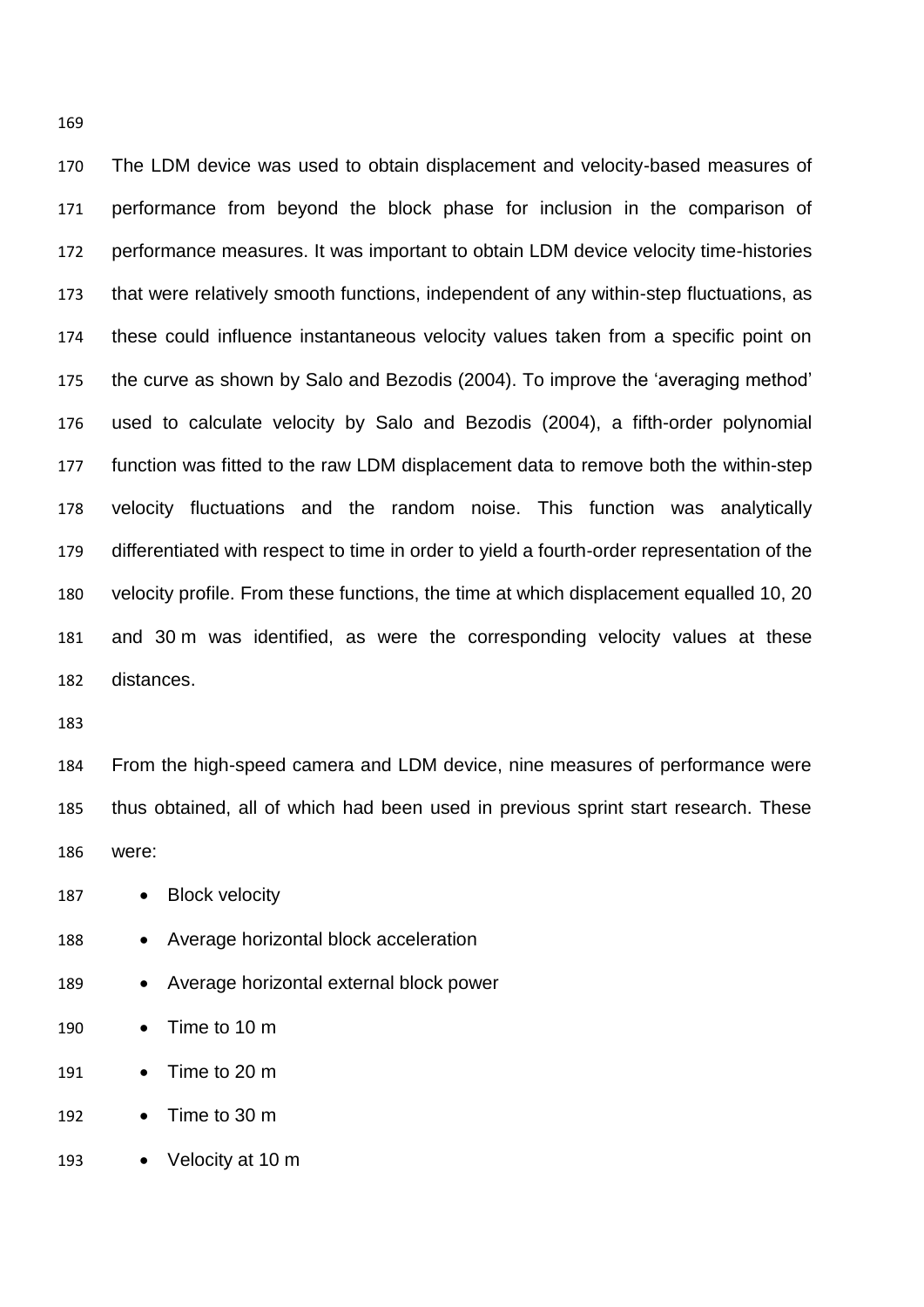The LDM device was used to obtain displacement and velocity-based measures of performance from beyond the block phase for inclusion in the comparison of performance measures. It was important to obtain LDM device velocity time-histories that were relatively smooth functions, independent of any within-step fluctuations, as these could influence instantaneous velocity values taken from a specific point on the curve as shown by Salo and Bezodis (2004). To improve the 'averaging method' used to calculate velocity by Salo and Bezodis (2004), a fifth-order polynomial function was fitted to the raw LDM displacement data to remove both the within-step velocity fluctuations and the random noise. This function was analytically differentiated with respect to time in order to yield a fourth-order representation of the velocity profile. From these functions, the time at which displacement equalled 10, 20 and 30 m was identified, as were the corresponding velocity values at these distances.

From the high-speed camera and LDM device, nine measures of performance were thus obtained, all of which had been used in previous sprint start research. These were:

- Block velocity
- Average horizontal block acceleration
- Average horizontal external block power
- Time to 10 m
- Time to 20 m
- Time to 30 m
- Velocity at 10 m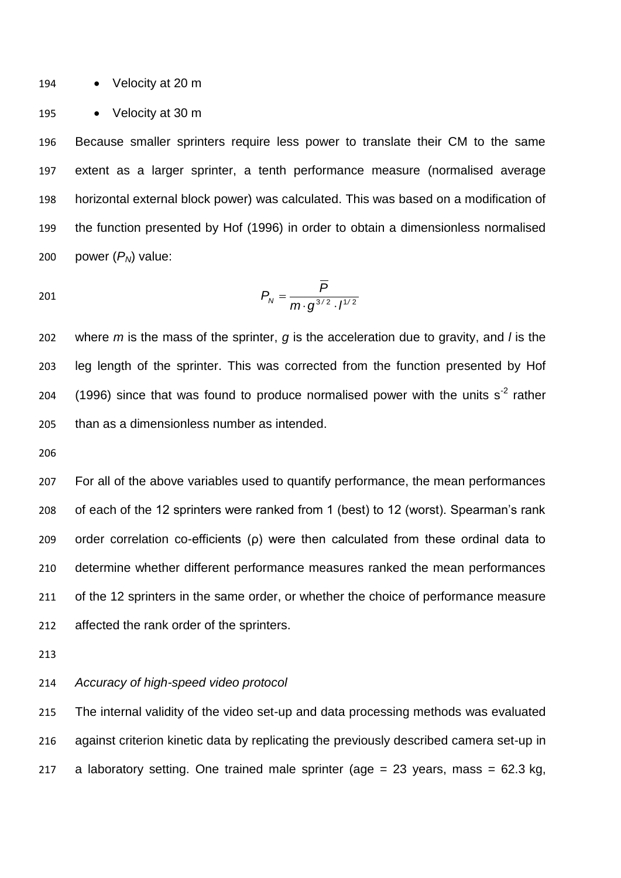- Velocity at 20 m
- Velocity at 30 m

Because smaller sprinters require less power to translate their CM to the same extent as a larger sprinter, a tenth performance measure (normalised average horizontal external block power) was calculated. This was based on a modification of the function presented by Hof (1996) in order to obtain a dimensionless normalised power ($P_N$) value:

$$P_N = \frac{\overline{P}}{m \cdot g^{3/2} \cdot l^{1/2}}$$

where $m$ is the mass of the sprinter, $g$ is the acceleration due to gravity, and $l$ is the leg length of the sprinter. This was corrected from the function presented by Hof (1996) since that was found to produce normalised power with the units $s^{-2}$ rather than as a dimensionless number as intended.

For all of the above variables used to quantify performance, the mean performances of each of the 12 sprinters were ranked from 1 (best) to 12 (worst). Spearman's rank order correlation co-efficients (ρ) were then calculated from these ordinal data to determine whether different performance measures ranked the mean performances of the 12 sprinters in the same order, or whether the choice of performance measure affected the rank order of the sprinters.

*Accuracy of high-speed video protocol*

The internal validity of the video set-up and data processing methods was evaluated against criterion kinetic data by replicating the previously described camera set-up in a laboratory setting. One trained male sprinter (age = 23 years, mass = 62.3 kg,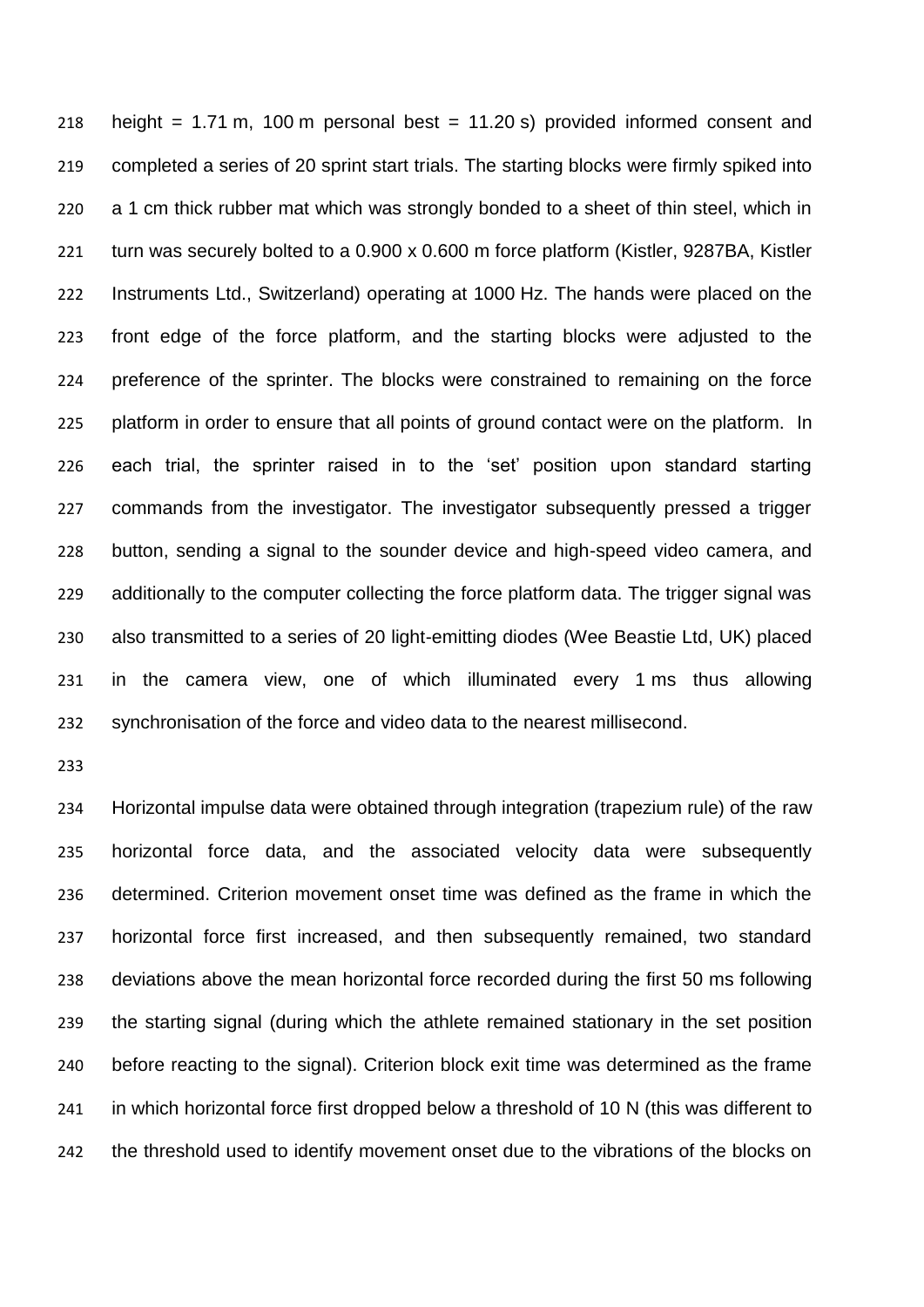height = 1.71 m, 100 m personal best = 11.20 s) provided informed consent and completed a series of 20 sprint start trials. The starting blocks were firmly spiked into a 1 cm thick rubber mat which was strongly bonded to a sheet of thin steel, which in turn was securely bolted to a 0.900 x 0.600 m force platform (Kistler, 9287BA, Kistler Instruments Ltd., Switzerland) operating at 1000 Hz. The hands were placed on the front edge of the force platform, and the starting blocks were adjusted to the preference of the sprinter. The blocks were constrained to remaining on the force platform in order to ensure that all points of ground contact were on the platform. In each trial, the sprinter raised in to the 'set' position upon standard starting commands from the investigator. The investigator subsequently pressed a trigger button, sending a signal to the sounder device and high-speed video camera, and additionally to the computer collecting the force platform data. The trigger signal was also transmitted to a series of 20 light-emitting diodes (Wee Beastie Ltd, UK) placed in the camera view, one of which illuminated every 1 ms thus allowing synchronisation of the force and video data to the nearest millisecond.

Horizontal impulse data were obtained through integration (trapezium rule) of the raw horizontal force data, and the associated velocity data were subsequently determined. Criterion movement onset time was defined as the frame in which the horizontal force first increased, and then subsequently remained, two standard deviations above the mean horizontal force recorded during the first 50 ms following the starting signal (during which the athlete remained stationary in the set position before reacting to the signal). Criterion block exit time was determined as the frame in which horizontal force first dropped below a threshold of 10 N (this was different to the threshold used to identify movement onset due to the vibrations of the blocks on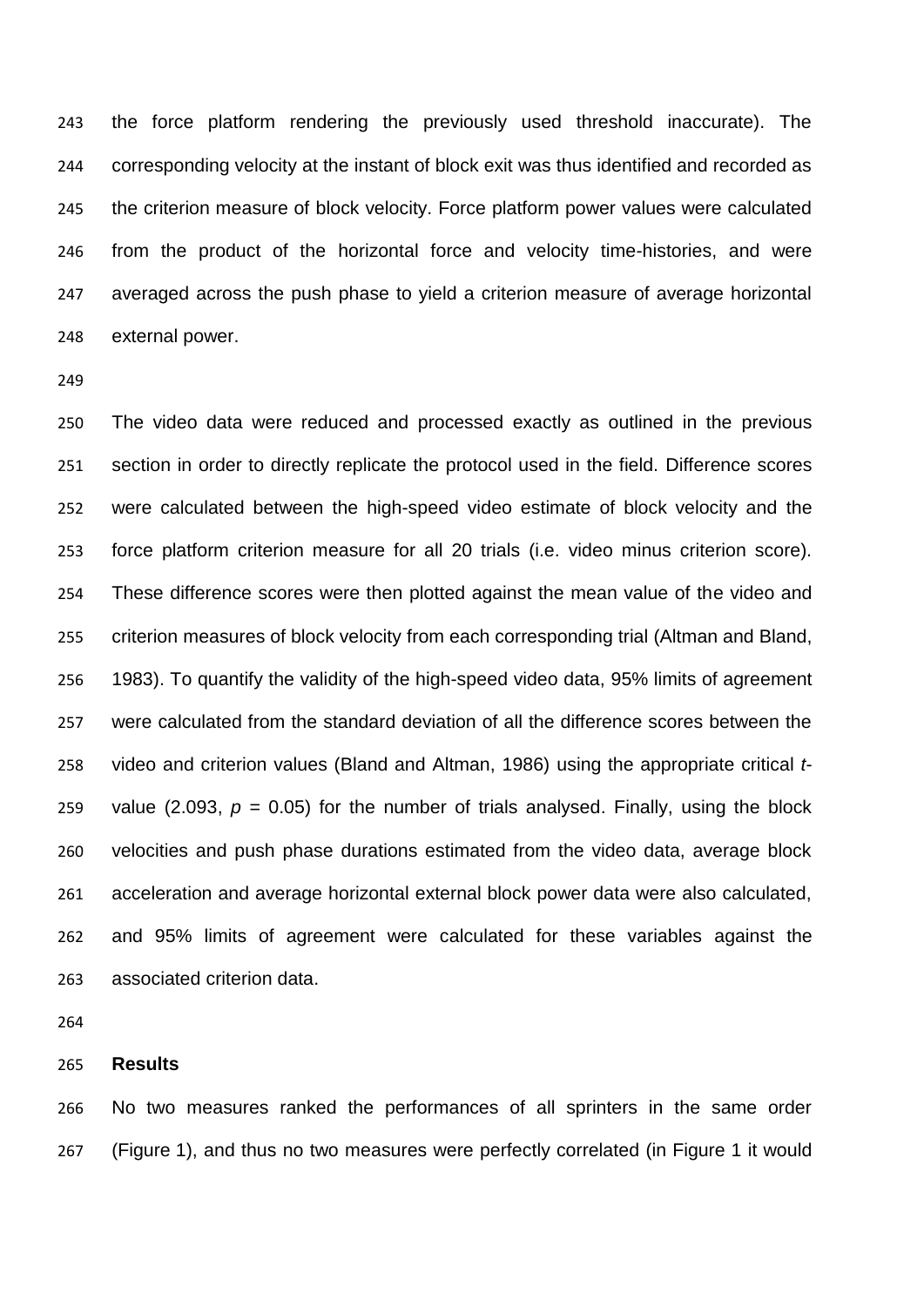the force platform rendering the previously used threshold inaccurate). The corresponding velocity at the instant of block exit was thus identified and recorded as the criterion measure of block velocity. Force platform power values were calculated from the product of the horizontal force and velocity time-histories, and were averaged across the push phase to yield a criterion measure of average horizontal external power.

The video data were reduced and processed exactly as outlined in the previous section in order to directly replicate the protocol used in the field. Difference scores were calculated between the high-speed video estimate of block velocity and the force platform criterion measure for all 20 trials (i.e. video minus criterion score). These difference scores were then plotted against the mean value of the video and criterion measures of block velocity from each corresponding trial (Altman and Bland, 1983). To quantify the validity of the high-speed video data, 95% limits of agreement were calculated from the standard deviation of all the difference scores between the video and criterion values (Bland and Altman, 1986) using the appropriate critical *t*-value (2.093, $p = 0.05$) for the number of trials analysed. Finally, using the block velocities and push phase durations estimated from the video data, average block acceleration and average horizontal external block power data were also calculated, and 95% limits of agreement were calculated for these variables against the associated criterion data.

## Results

No two measures ranked the performances of all sprinters in the same order (Figure 1), and thus no two measures were perfectly correlated (in Figure 1 it would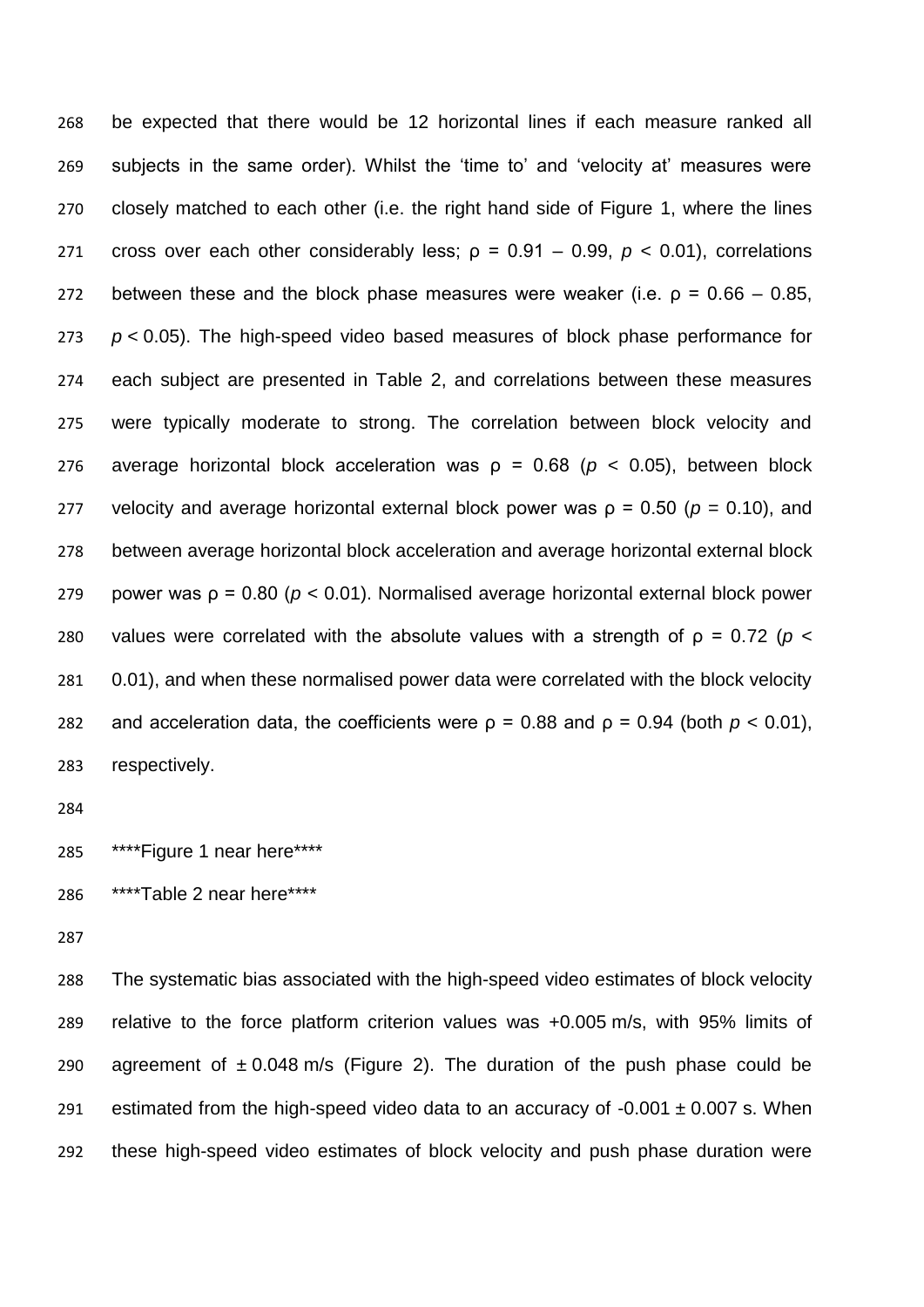be expected that there would be 12 horizontal lines if each measure ranked all subjects in the same order). Whilst the 'time to' and 'velocity at' measures were closely matched to each other (i.e. the right hand side of Figure 1, where the lines cross over each other considerably less; $\rho = 0.91 - 0.99$, $p < 0.01$), correlations between these and the block phase measures were weaker (i.e. $\rho = 0.66 - 0.85$, $p < 0.05$). The high-speed video based measures of block phase performance for each subject are presented in Table 2, and correlations between these measures were typically moderate to strong. The correlation between block velocity and average horizontal block acceleration was $\rho = 0.68$ ($p < 0.05$), between block velocity and average horizontal external block power was $\rho = 0.50$ ($p = 0.10$), and between average horizontal block acceleration and average horizontal external block power was $\rho = 0.80$ ($p < 0.01$). Normalised average horizontal external block power values were correlated with the absolute values with a strength of $\rho = 0.72$ ($p < 0.01$), and when these normalised power data were correlated with the block velocity and acceleration data, the coefficients were $\rho = 0.88$ and $\rho = 0.94$ (both $p < 0.01$), respectively.

****Figure 1 near here****

****Table 2 near here****

The systematic bias associated with the high-speed video estimates of block velocity relative to the force platform criterion values was +0.005 m/s, with 95% limits of agreement of $\pm$ 0.048 m/s (Figure 2). The duration of the push phase could be estimated from the high-speed video data to an accuracy of -0.001 $\pm$ 0.007 s. When these high-speed video estimates of block velocity and push phase duration were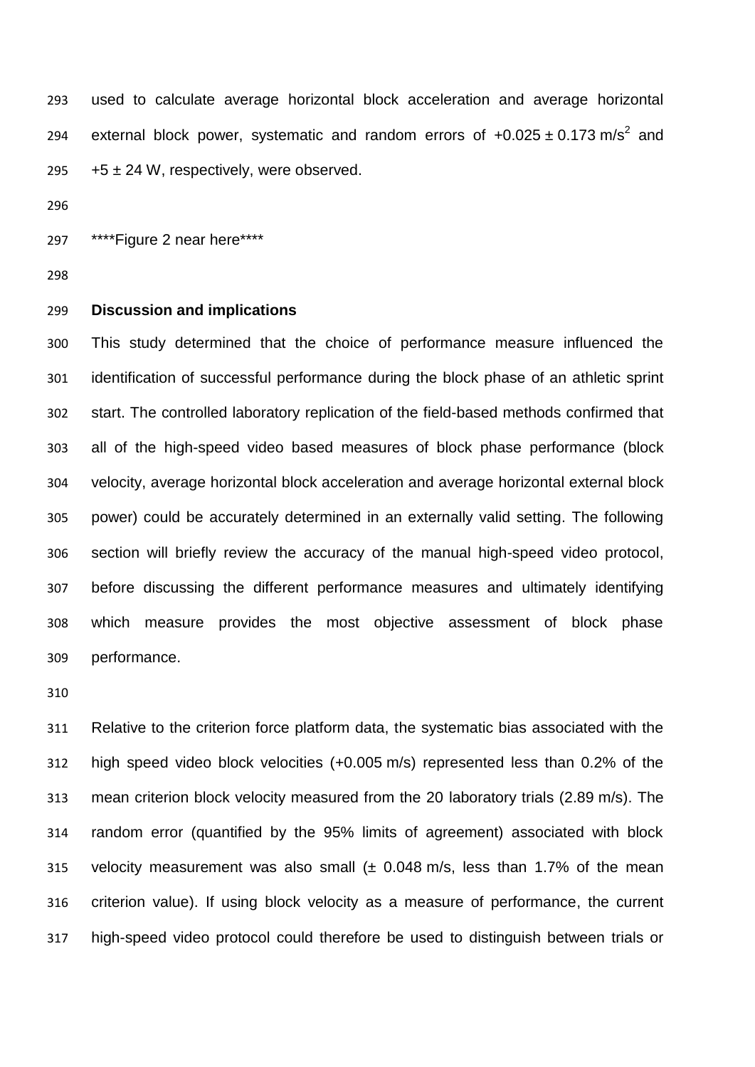used to calculate average horizontal block acceleration and average horizontal external block power, systematic and random errors of $+0.025 \pm 0.173$ m/s$^2$ and $+5 \pm 24$ W, respectively, were observed.

****Figure 2 near here****

## Discussion and implications

This study determined that the choice of performance measure influenced the identification of successful performance during the block phase of an athletic sprint start. The controlled laboratory replication of the field-based methods confirmed that all of the high-speed video based measures of block phase performance (block velocity, average horizontal block acceleration and average horizontal external block power) could be accurately determined in an externally valid setting. The following section will briefly review the accuracy of the manual high-speed video protocol, before discussing the different performance measures and ultimately identifying which measure provides the most objective assessment of block phase performance.

Relative to the criterion force platform data, the systematic bias associated with the high speed video block velocities (+0.005 m/s) represented less than 0.2% of the mean criterion block velocity measured from the 20 laboratory trials (2.89 m/s). The random error (quantified by the 95% limits of agreement) associated with block velocity measurement was also small (± 0.048 m/s, less than 1.7% of the mean criterion value). If using block velocity as a measure of performance, the current high-speed video protocol could therefore be used to distinguish between trials or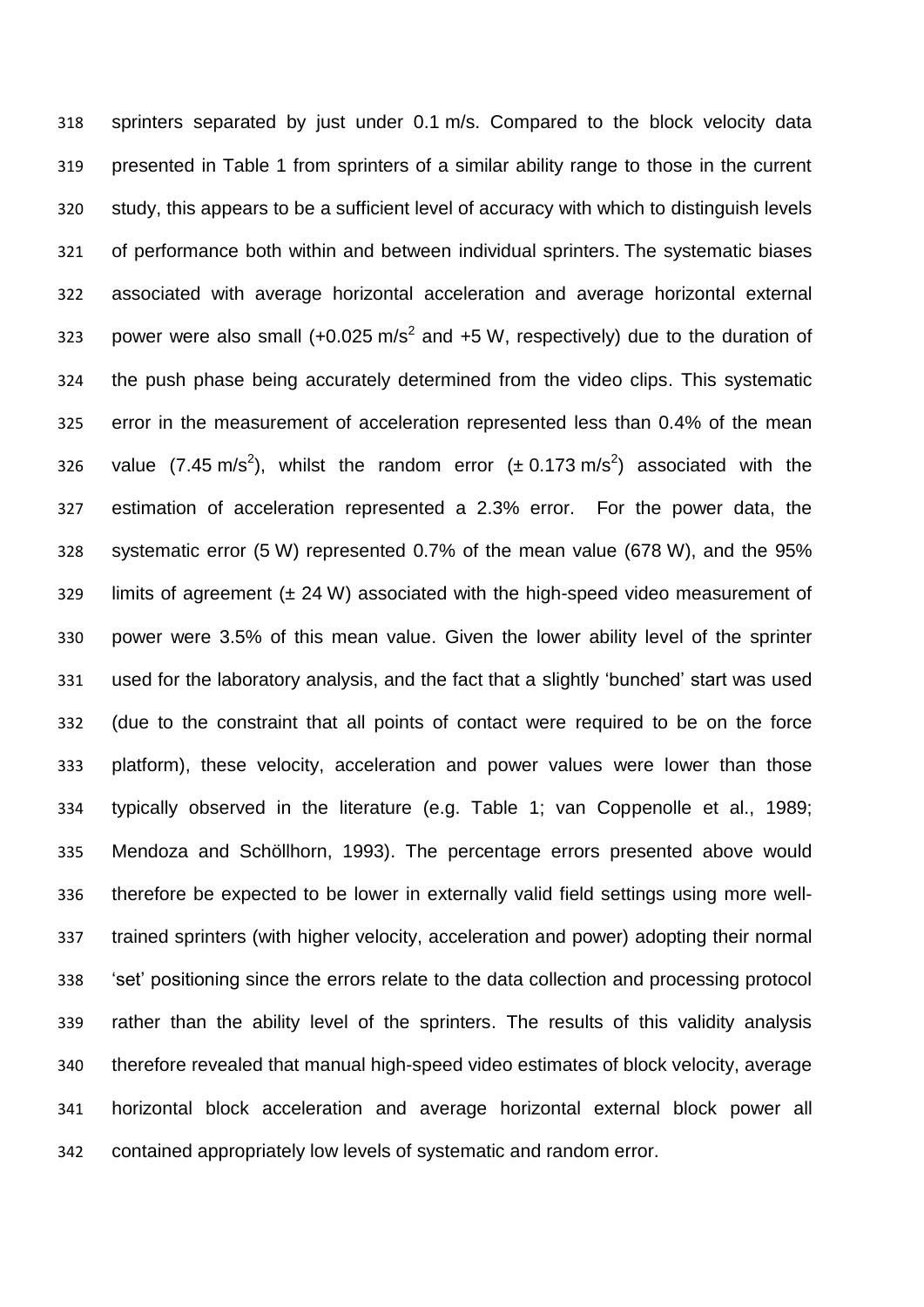sprinters separated by just under 0.1 m/s. Compared to the block velocity data presented in Table 1 from sprinters of a similar ability range to those in the current study, this appears to be a sufficient level of accuracy with which to distinguish levels of performance both within and between individual sprinters. The systematic biases associated with average horizontal acceleration and average horizontal external power were also small (+0.025 $m/s^2$ and +5 W, respectively) due to the duration of the push phase being accurately determined from the video clips. This systematic error in the measurement of acceleration represented less than 0.4% of the mean value (7.45 $m/s^2$), whilst the random error ($\pm$ 0.173 $m/s^2$) associated with the estimation of acceleration represented a 2.3% error. For the power data, the systematic error (5 W) represented 0.7% of the mean value (678 W), and the 95% limits of agreement ($\pm$ 24 W) associated with the high-speed video measurement of power were 3.5% of this mean value. Given the lower ability level of the sprinter used for the laboratory analysis, and the fact that a slightly 'bunched' start was used (due to the constraint that all points of contact were required to be on the force platform), these velocity, acceleration and power values were lower than those typically observed in the literature (e.g. Table 1; van Coppenolle et al., 1989; Mendoza and Schöllhorn, 1993). The percentage errors presented above would therefore be expected to be lower in externally valid field settings using more well-trained sprinters (with higher velocity, acceleration and power) adopting their normal 'set' positioning since the errors relate to the data collection and processing protocol rather than the ability level of the sprinters. The results of this validity analysis therefore revealed that manual high-speed video estimates of block velocity, average horizontal block acceleration and average horizontal external block power all contained appropriately low levels of systematic and random error.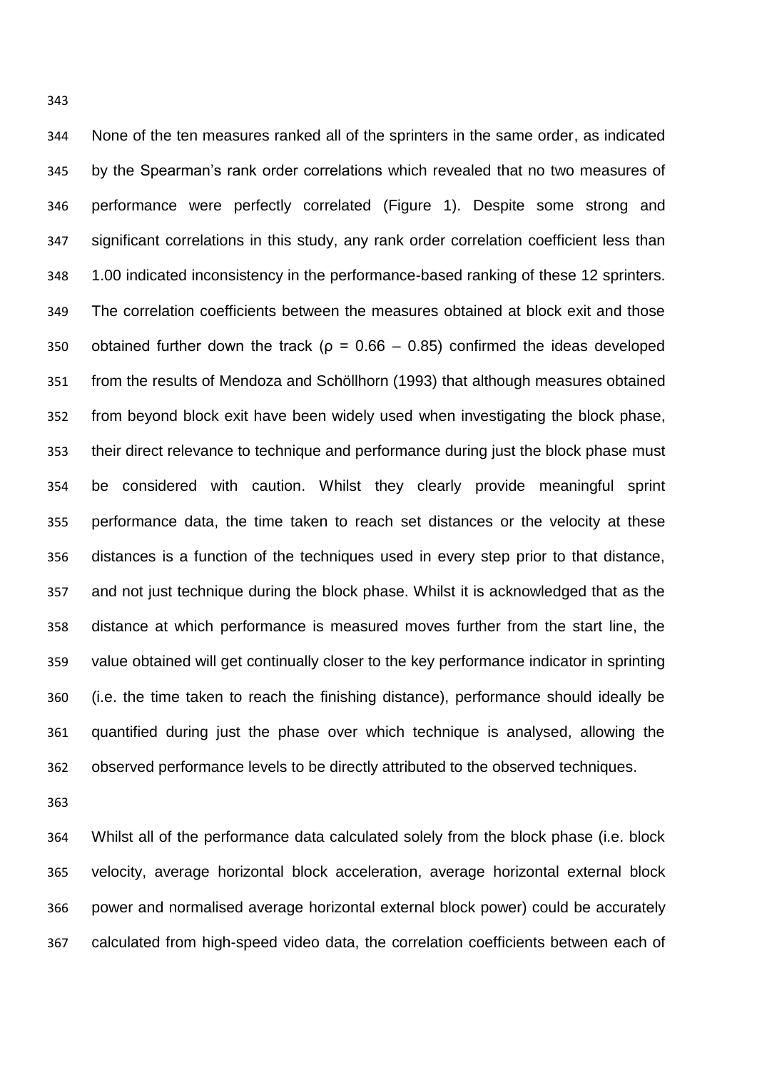None of the ten measures ranked all of the sprinters in the same order, as indicated by the Spearman's rank order correlations which revealed that no two measures of performance were perfectly correlated (Figure 1). Despite some strong and significant correlations in this study, any rank order correlation coefficient less than 1.00 indicated inconsistency in the performance-based ranking of these 12 sprinters. The correlation coefficients between the measures obtained at block exit and those obtained further down the track ($\rho = 0.66 - 0.85$) confirmed the ideas developed from the results of Mendoza and Schöllhorn (1993) that although measures obtained from beyond block exit have been widely used when investigating the block phase, their direct relevance to technique and performance during just the block phase must be considered with caution. Whilst they clearly provide meaningful sprint performance data, the time taken to reach set distances or the velocity at these distances is a function of the techniques used in every step prior to that distance, and not just technique during the block phase. Whilst it is acknowledged that as the distance at which performance is measured moves further from the start line, the value obtained will get continually closer to the key performance indicator in sprinting (i.e. the time taken to reach the finishing distance), performance should ideally be quantified during just the phase over which technique is analysed, allowing the observed performance levels to be directly attributed to the observed techniques.

Whilst all of the performance data calculated solely from the block phase (i.e. block velocity, average horizontal block acceleration, average horizontal external block power and normalised average horizontal external block power) could be accurately calculated from high-speed video data, the correlation coefficients between each of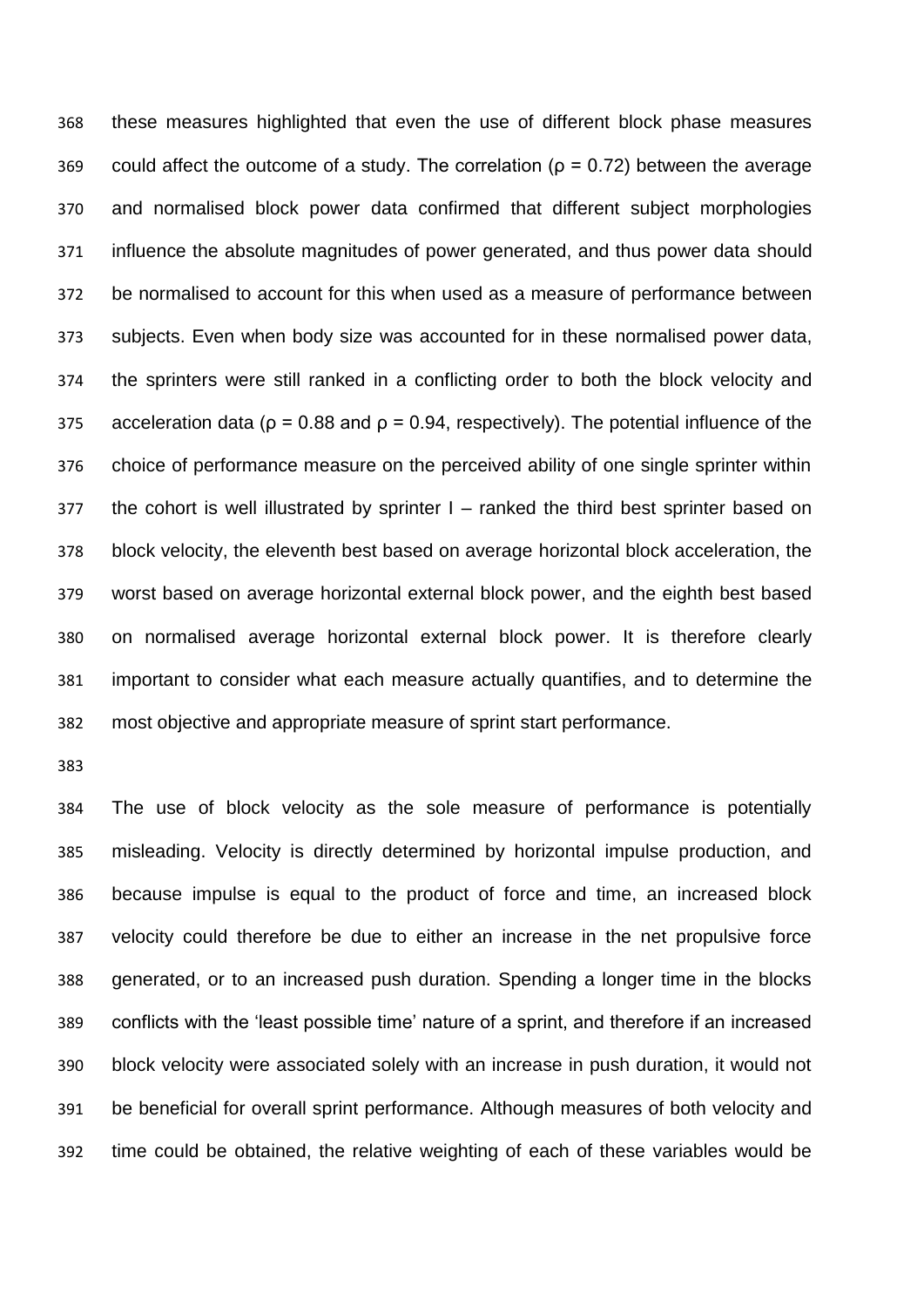these measures highlighted that even the use of different block phase measures could affect the outcome of a study. The correlation ($\rho = 0.72$) between the average and normalised block power data confirmed that different subject morphologies influence the absolute magnitudes of power generated, and thus power data should be normalised to account for this when used as a measure of performance between subjects. Even when body size was accounted for in these normalised power data, the sprinters were still ranked in a conflicting order to both the block velocity and acceleration data ($\rho = 0.88$ and $\rho = 0.94$, respectively). The potential influence of the choice of performance measure on the perceived ability of one single sprinter within the cohort is well illustrated by sprinter I – ranked the third best sprinter based on block velocity, the eleventh best based on average horizontal block acceleration, the worst based on average horizontal external block power, and the eighth best based on normalised average horizontal external block power. It is therefore clearly important to consider what each measure actually quantifies, and to determine the most objective and appropriate measure of sprint start performance.

The use of block velocity as the sole measure of performance is potentially misleading. Velocity is directly determined by horizontal impulse production, and because impulse is equal to the product of force and time, an increased block velocity could therefore be due to either an increase in the net propulsive force generated, or to an increased push duration. Spending a longer time in the blocks conflicts with the 'least possible time' nature of a sprint, and therefore if an increased block velocity were associated solely with an increase in push duration, it would not be beneficial for overall sprint performance. Although measures of both velocity and time could be obtained, the relative weighting of each of these variables would be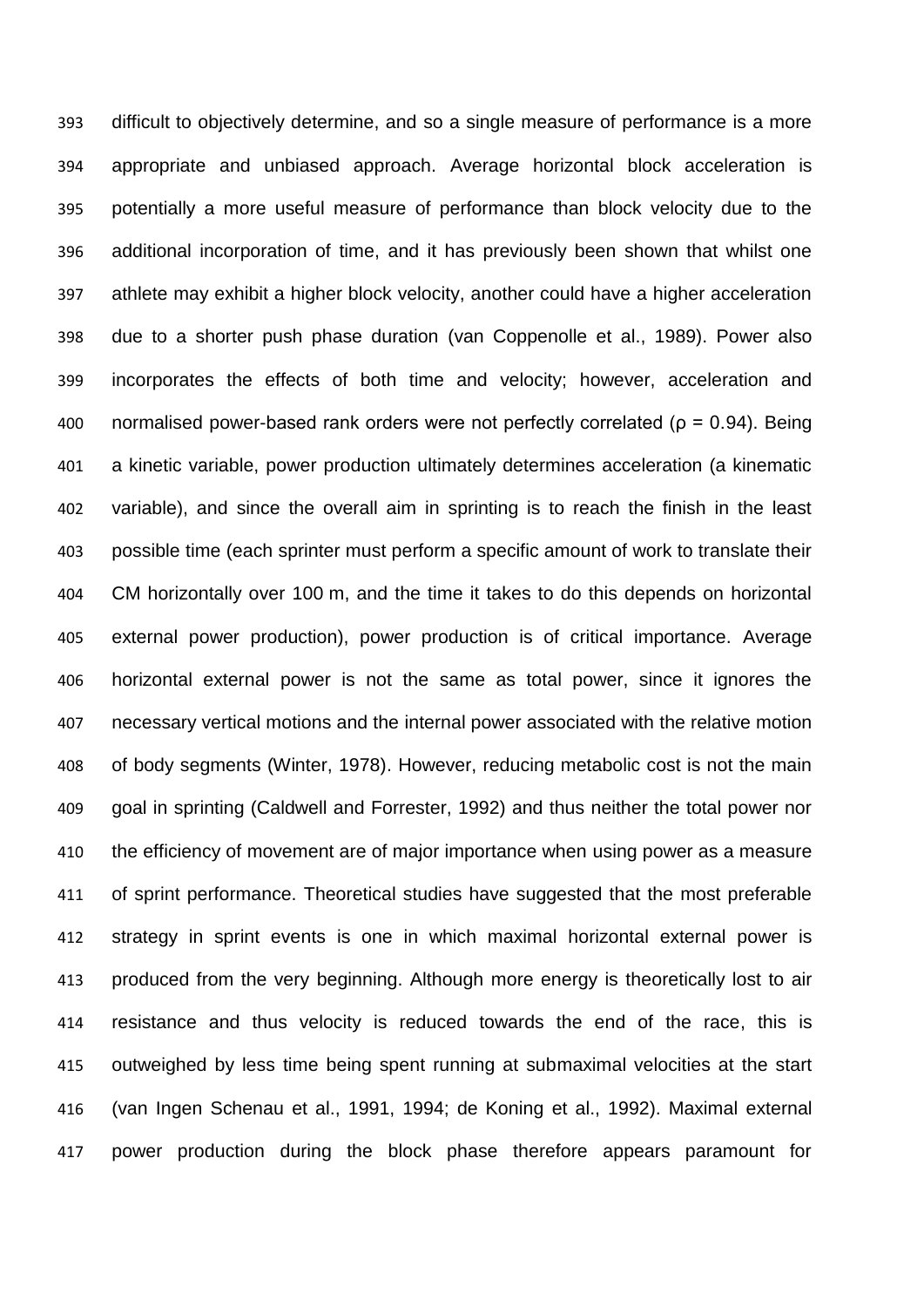difficult to objectively determine, and so a single measure of performance is a more appropriate and unbiased approach. Average horizontal block acceleration is potentially a more useful measure of performance than block velocity due to the additional incorporation of time, and it has previously been shown that whilst one athlete may exhibit a higher block velocity, another could have a higher acceleration due to a shorter push phase duration (van Coppenolle et al., 1989). Power also incorporates the effects of both time and velocity; however, acceleration and normalised power-based rank orders were not perfectly correlated ($\rho = 0.94$). Being a kinetic variable, power production ultimately determines acceleration (a kinematic variable), and since the overall aim in sprinting is to reach the finish in the least possible time (each sprinter must perform a specific amount of work to translate their CM horizontally over 100 m, and the time it takes to do this depends on horizontal external power production), power production is of critical importance. Average horizontal external power is not the same as total power, since it ignores the necessary vertical motions and the internal power associated with the relative motion of body segments (Winter, 1978). However, reducing metabolic cost is not the main goal in sprinting (Caldwell and Forrester, 1992) and thus neither the total power nor the efficiency of movement are of major importance when using power as a measure of sprint performance. Theoretical studies have suggested that the most preferable strategy in sprint events is one in which maximal horizontal external power is produced from the very beginning. Although more energy is theoretically lost to air resistance and thus velocity is reduced towards the end of the race, this is outweighed by less time being spent running at submaximal velocities at the start (van Ingen Schenau et al., 1991, 1994; de Koning et al., 1992). Maximal external power production during the block phase therefore appears paramount for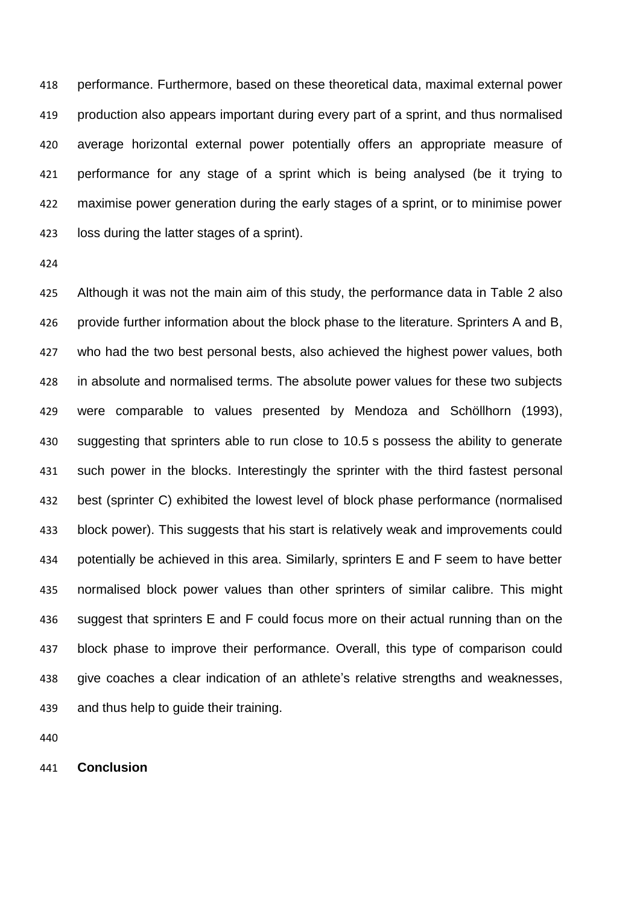performance. Furthermore, based on these theoretical data, maximal external power production also appears important during every part of a sprint, and thus normalised average horizontal external power potentially offers an appropriate measure of performance for any stage of a sprint which is being analysed (be it trying to maximise power generation during the early stages of a sprint, or to minimise power loss during the latter stages of a sprint).

Although it was not the main aim of this study, the performance data in Table 2 also provide further information about the block phase to the literature. Sprinters A and B, who had the two best personal bests, also achieved the highest power values, both in absolute and normalised terms. The absolute power values for these two subjects were comparable to values presented by Mendoza and Schöllhorn (1993), suggesting that sprinters able to run close to 10.5 s possess the ability to generate such power in the blocks. Interestingly the sprinter with the third fastest personal best (sprinter C) exhibited the lowest level of block phase performance (normalised block power). This suggests that his start is relatively weak and improvements could potentially be achieved in this area. Similarly, sprinters E and F seem to have better normalised block power values than other sprinters of similar calibre. This might suggest that sprinters E and F could focus more on their actual running than on the block phase to improve their performance. Overall, this type of comparison could give coaches a clear indication of an athlete's relative strengths and weaknesses, and thus help to guide their training.

## Conclusion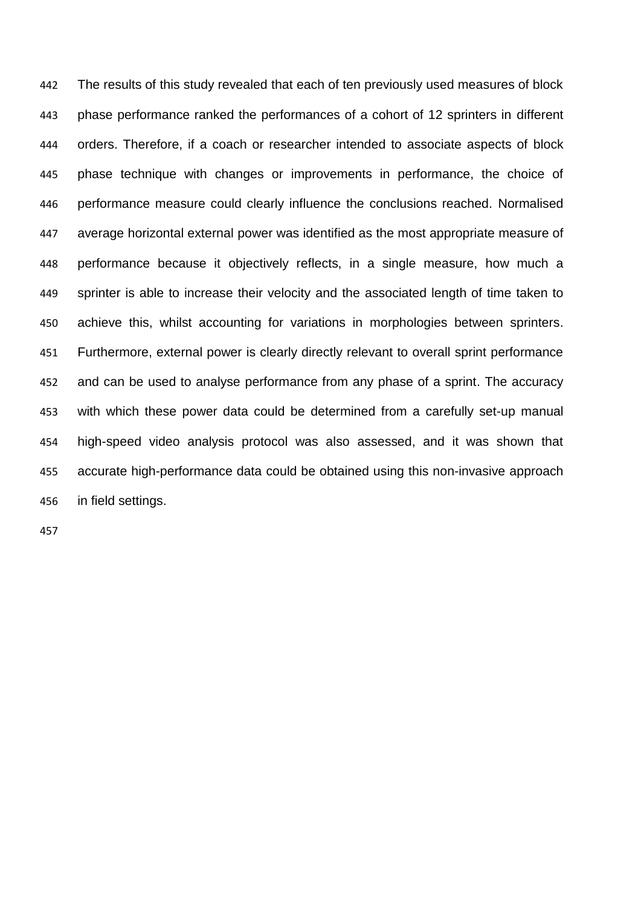The results of this study revealed that each of ten previously used measures of block phase performance ranked the performances of a cohort of 12 sprinters in different orders. Therefore, if a coach or researcher intended to associate aspects of block phase technique with changes or improvements in performance, the choice of performance measure could clearly influence the conclusions reached. Normalised average horizontal external power was identified as the most appropriate measure of performance because it objectively reflects, in a single measure, how much a sprinter is able to increase their velocity and the associated length of time taken to achieve this, whilst accounting for variations in morphologies between sprinters. Furthermore, external power is clearly directly relevant to overall sprint performance and can be used to analyse performance from any phase of a sprint. The accuracy with which these power data could be determined from a carefully set-up manual high-speed video analysis protocol was also assessed, and it was shown that accurate high-performance data could be obtained using this non-invasive approach in field settings.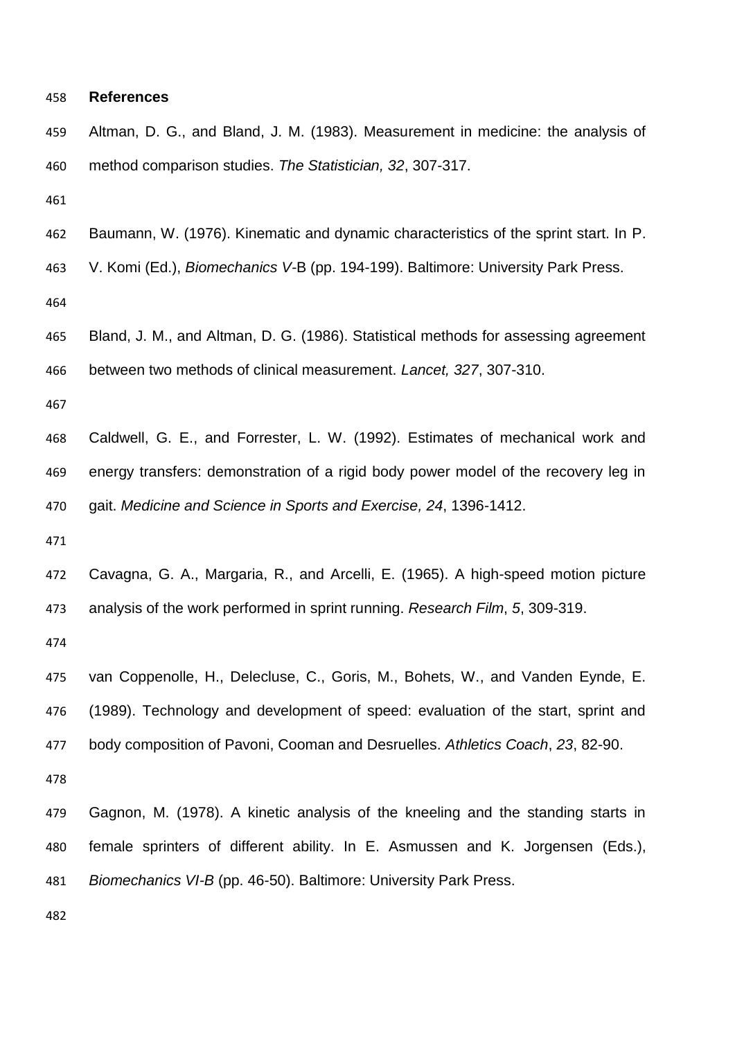## References

Altman, D. G., and Bland, J. M. (1983). Measurement in medicine: the analysis of method comparison studies. *The Statistician, 32*, 307-317.

Baumann, W. (1976). Kinematic and dynamic characteristics of the sprint start. In P. V. Komi (Ed.), *Biomechanics V*-B (pp. 194-199). Baltimore: University Park Press.

Bland, J. M., and Altman, D. G. (1986). Statistical methods for assessing agreement between two methods of clinical measurement. *Lancet, 327*, 307-310.

Caldwell, G. E., and Forrester, L. W. (1992). Estimates of mechanical work and energy transfers: demonstration of a rigid body power model of the recovery leg in gait. *Medicine and Science in Sports and Exercise, 24*, 1396-1412.

Cavagna, G. A., Margaria, R., and Arcelli, E. (1965). A high-speed motion picture analysis of the work performed in sprint running. *Research Film*, *5*, 309-319.

van Coppenolle, H., Delecluse, C., Goris, M., Bohets, W., and Vanden Eynde, E. (1989). Technology and development of speed: evaluation of the start, sprint and body composition of Pavoni, Cooman and Desruelles. *Athletics Coach*, *23*, 82-90.

Gagnon, M. (1978). A kinetic analysis of the kneeling and the standing starts in female sprinters of different ability. In E. Asmussen and K. Jorgensen (Eds.), *Biomechanics VI-B* (pp. 46-50). Baltimore: University Park Press.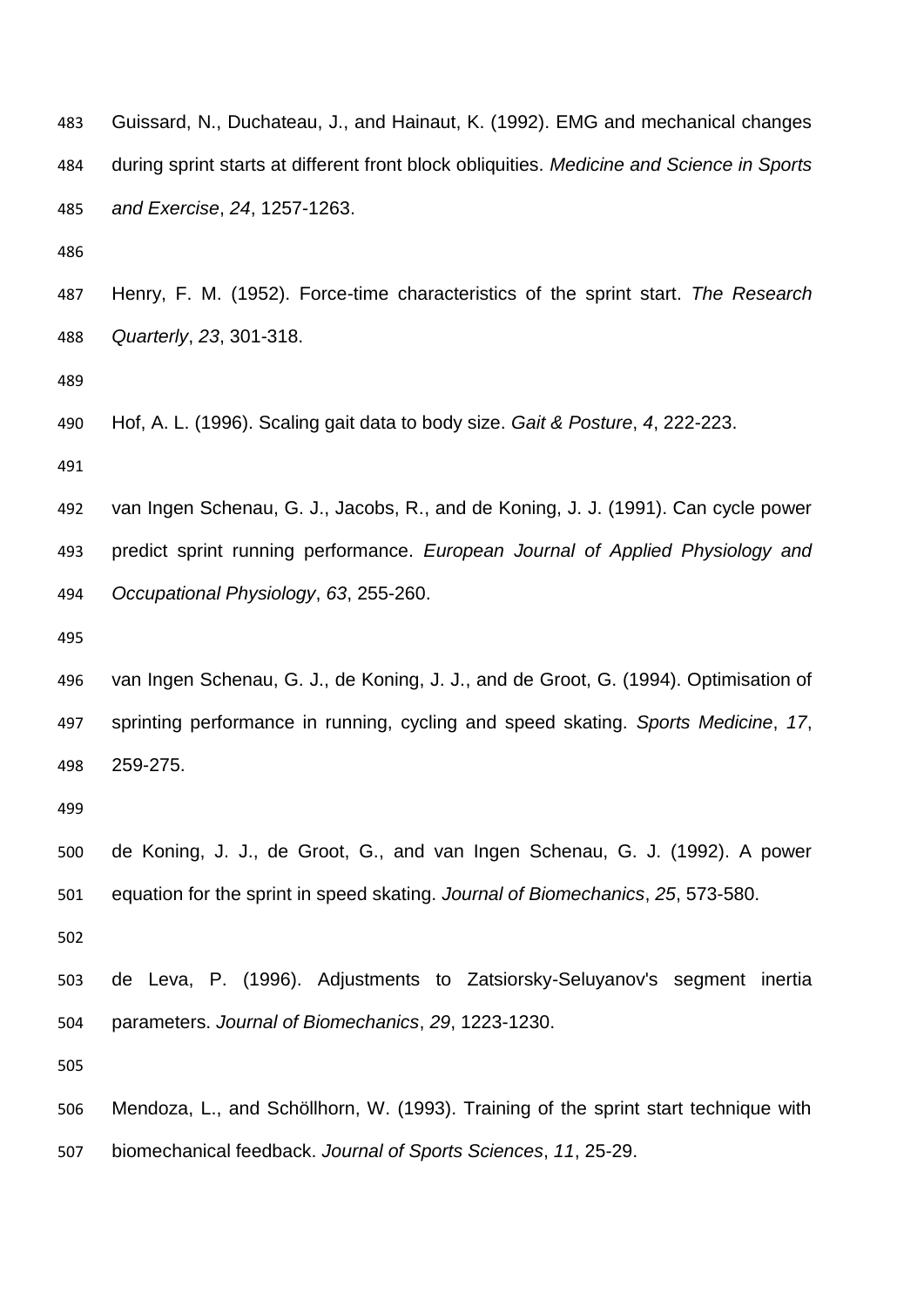Guissard, N., Duchateau, J., and Hainaut, K. (1992). EMG and mechanical changes during sprint starts at different front block obliquities. *Medicine and Science in Sports and Exercise*, *24*, 1257-1263.

Henry, F. M. (1952). Force-time characteristics of the sprint start. *The Research Quarterly*, *23*, 301-318.

Hof, A. L. (1996). Scaling gait data to body size. *Gait & Posture*, *4*, 222-223.

van Ingen Schenau, G. J., Jacobs, R., and de Koning, J. J. (1991). Can cycle power predict sprint running performance. *European Journal of Applied Physiology and Occupational Physiology*, *63*, 255-260.

van Ingen Schenau, G. J., de Koning, J. J., and de Groot, G. (1994). Optimisation of sprinting performance in running, cycling and speed skating. *Sports Medicine*, *17*, 259-275.

de Koning, J. J., de Groot, G., and van Ingen Schenau, G. J. (1992). A power equation for the sprint in speed skating. *Journal of Biomechanics*, *25*, 573-580.

de Leva, P. (1996). Adjustments to Zatsiorsky-Seluyanov's segment inertia parameters. *Journal of Biomechanics*, *29*, 1223-1230.

Mendoza, L., and Schöllhorn, W. (1993). Training of the sprint start technique with biomechanical feedback. *Journal of Sports Sciences*, *11*, 25-29.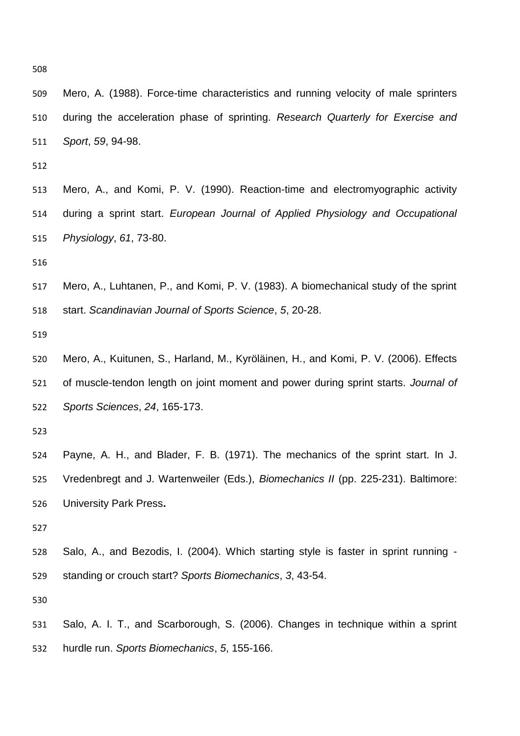Mero, A. (1988). Force-time characteristics and running velocity of male sprinters during the acceleration phase of sprinting. *Research Quarterly for Exercise and Sport*, *59*, 94-98.

Mero, A., and Komi, P. V. (1990). Reaction-time and electromyographic activity during a sprint start. *European Journal of Applied Physiology and Occupational Physiology*, *61*, 73-80.

Mero, A., Luhtanen, P., and Komi, P. V. (1983). A biomechanical study of the sprint start. *Scandinavian Journal of Sports Science*, *5*, 20-28.

Mero, A., Kuitunen, S., Harland, M., Kyröläinen, H., and Komi, P. V. (2006). Effects of muscle-tendon length on joint moment and power during sprint starts. *Journal of Sports Sciences*, *24*, 165-173.

Payne, A. H., and Blader, F. B. (1971). The mechanics of the sprint start. In J. Vredenbregt and J. Wartenweiler (Eds.), *Biomechanics II* (pp. 225-231). Baltimore: University Park Press**.**

Salo, A., and Bezodis, I. (2004). Which starting style is faster in sprint running - standing or crouch start? *Sports Biomechanics*, *3*, 43-54.

Salo, A. I. T., and Scarborough, S. (2006). Changes in technique within a sprint hurdle run. *Sports Biomechanics*, *5*, 155-166.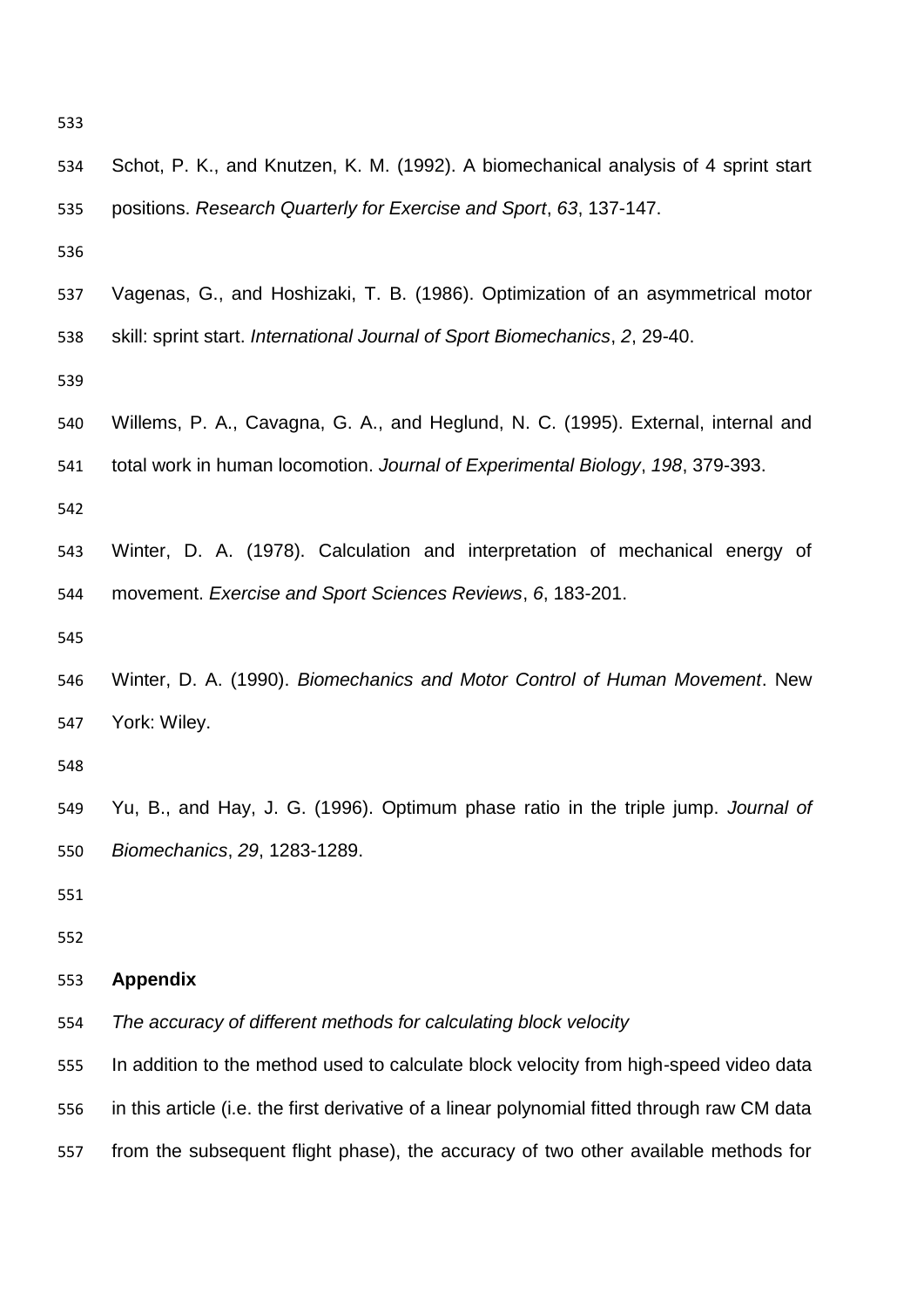Schot, P. K., and Knutzen, K. M. (1992). A biomechanical analysis of 4 sprint start positions. *Research Quarterly for Exercise and Sport*, *63*, 137-147.

Vagenas, G., and Hoshizaki, T. B. (1986). Optimization of an asymmetrical motor skill: sprint start. *International Journal of Sport Biomechanics*, *2*, 29-40.

Willems, P. A., Cavagna, G. A., and Heglund, N. C. (1995). External, internal and total work in human locomotion. *Journal of Experimental Biology*, *198*, 379-393.

Winter, D. A. (1978). Calculation and interpretation of mechanical energy of movement. *Exercise and Sport Sciences Reviews*, *6*, 183-201.

Winter, D. A. (1990). *Biomechanics and Motor Control of Human Movement*. New York: Wiley.

Yu, B., and Hay, J. G. (1996). Optimum phase ratio in the triple jump. *Journal of Biomechanics*, *29*, 1283-1289.

## Appendix

*The accuracy of different methods for calculating block velocity*

In addition to the method used to calculate block velocity from high-speed video data in this article (i.e. the first derivative of a linear polynomial fitted through raw CM data from the subsequent flight phase), the accuracy of two other available methods for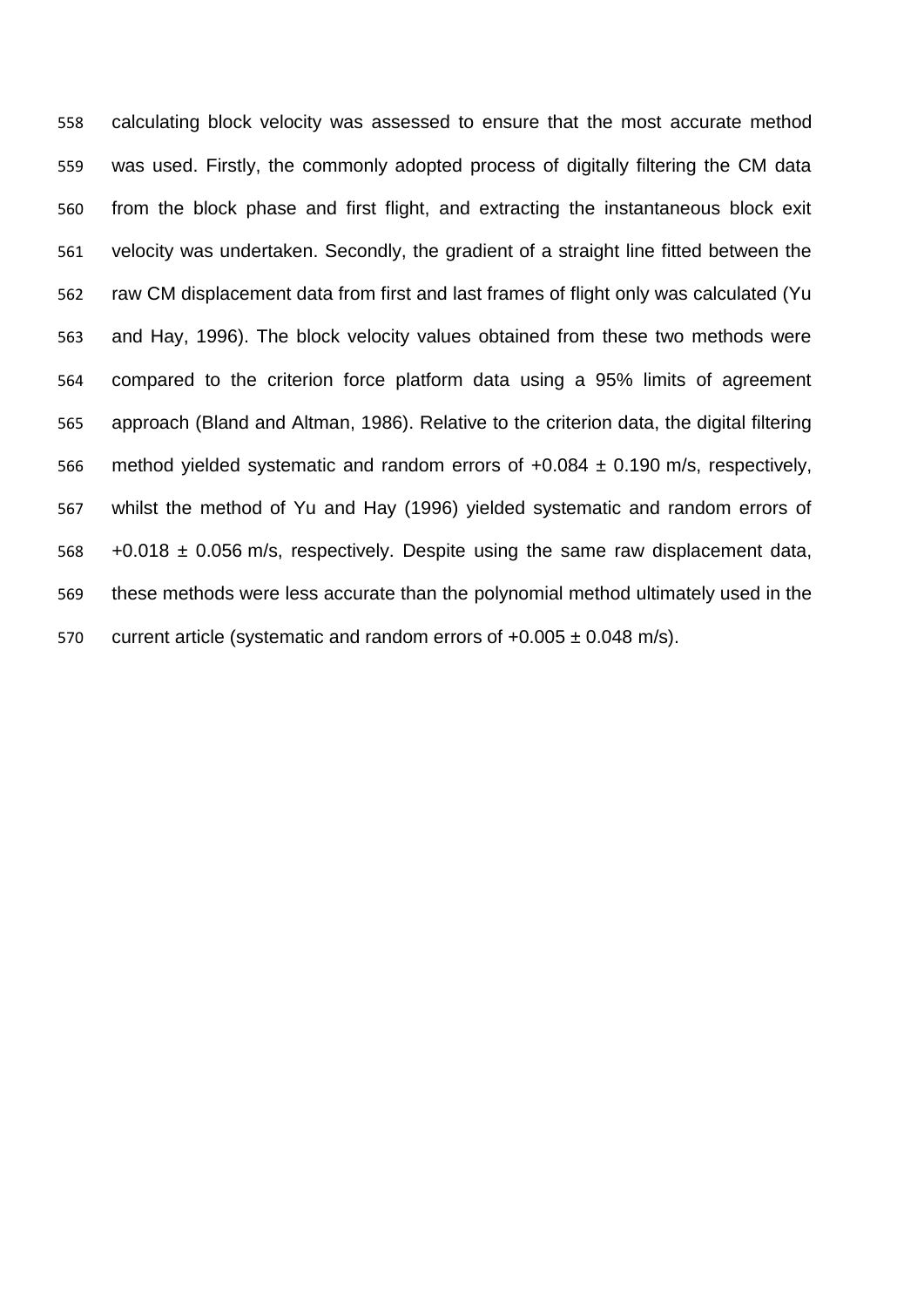calculating block velocity was assessed to ensure that the most accurate method was used. Firstly, the commonly adopted process of digitally filtering the CM data from the block phase and first flight, and extracting the instantaneous block exit velocity was undertaken. Secondly, the gradient of a straight line fitted between the raw CM displacement data from first and last frames of flight only was calculated (Yu and Hay, 1996). The block velocity values obtained from these two methods were compared to the criterion force platform data using a 95% limits of agreement approach (Bland and Altman, 1986). Relative to the criterion data, the digital filtering method yielded systematic and random errors of +0.084 ± 0.190 m/s, respectively, whilst the method of Yu and Hay (1996) yielded systematic and random errors of +0.018 ± 0.056 m/s, respectively. Despite using the same raw displacement data, these methods were less accurate than the polynomial method ultimately used in the current article (systematic and random errors of +0.005 ± 0.048 m/s).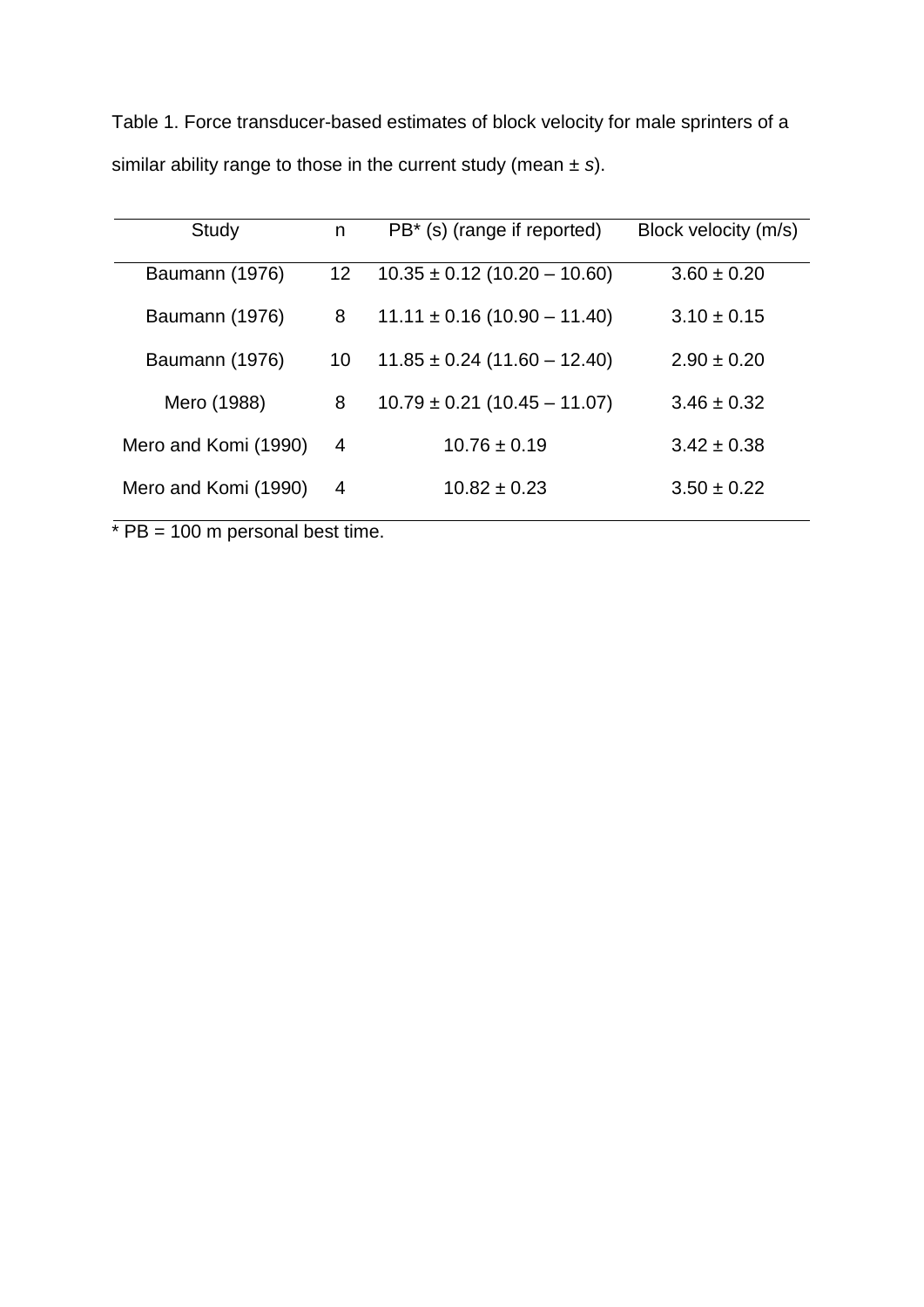Table 1. Force transducer-based estimates of block velocity for male sprinters of a similar ability range to those in the current study (mean ± *s*).

| Study | n | PB* (s) (range if reported) | Block velocity (m/s) |
|---|---|---|---|
| Baumann (1976) | 12 | 10.35 ± 0.12 (10.20 – 10.60) | 3.60 ± 0.20 |
| Baumann (1976) | 8 | 11.11 ± 0.16 (10.90 – 11.40) | 3.10 ± 0.15 |
| Baumann (1976) | 10 | 11.85 ± 0.24 (11.60 – 12.40) | 2.90 ± 0.20 |
| Mero (1988) | 8 | 10.79 ± 0.21 (10.45 – 11.07) | 3.46 ± 0.32 |
| Mero and Komi (1990) | 4 | 10.76 ± 0.19 | 3.42 ± 0.38 |
| Mero and Komi (1990) | 4 | 10.82 ± 0.23 | 3.50 ± 0.22 |

* PB = 100 m personal best time.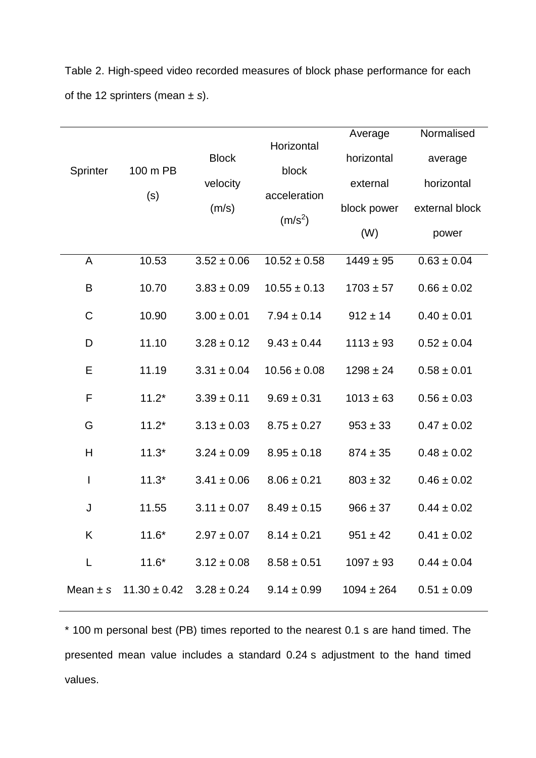Table 2. High-speed video recorded measures of block phase performance for each of the 12 sprinters (mean ± *s*).

| Sprinter | 100 m PB (s) | Block velocity (m/s) | Horizontal block acceleration (m/s$^2$) | Average horizontal external block power (W) | Normalised average horizontal external block power |
|---|---|---|---|---|---|
| A | 10.53 | 3.52 ± 0.06 | 10.52 ± 0.58 | 1449 ± 95 | 0.63 ± 0.04 |
| B | 10.70 | 3.83 ± 0.09 | 10.55 ± 0.13 | 1703 ± 57 | 0.66 ± 0.02 |
| C | 10.90 | 3.00 ± 0.01 | 7.94 ± 0.14 | 912 ± 14 | 0.40 ± 0.01 |
| D | 11.10 | 3.28 ± 0.12 | 9.43 ± 0.44 | 1113 ± 93 | 0.52 ± 0.04 |
| E | 11.19 | 3.31 ± 0.04 | 10.56 ± 0.08 | 1298 ± 24 | 0.58 ± 0.01 |
| F | 11.2* | 3.39 ± 0.11 | 9.69 ± 0.31 | 1013 ± 63 | 0.56 ± 0.03 |
| G | 11.2* | 3.13 ± 0.03 | 8.75 ± 0.27 | 953 ± 33 | 0.47 ± 0.02 |
| H | 11.3* | 3.24 ± 0.09 | 8.95 ± 0.18 | 874 ± 35 | 0.48 ± 0.02 |
| I | 11.3* | 3.41 ± 0.06 | 8.06 ± 0.21 | 803 ± 32 | 0.46 ± 0.02 |
| J | 11.55 | 3.11 ± 0.07 | 8.49 ± 0.15 | 966 ± 37 | 0.44 ± 0.02 |
| K | 11.6* | 2.97 ± 0.07 | 8.14 ± 0.21 | 951 ± 42 | 0.41 ± 0.02 |
| L | 11.6* | 3.12 ± 0.08 | 8.58 ± 0.51 | 1097 ± 93 | 0.44 ± 0.04 |
| Mean ± *s* | 11.30 ± 0.42 | 3.28 ± 0.24 | 9.14 ± 0.99 | 1094 ± 264 | 0.51 ± 0.09 |

* 100 m personal best (PB) times reported to the nearest 0.1 s are hand timed. The presented mean value includes a standard 0.24 s adjustment to the hand timed values.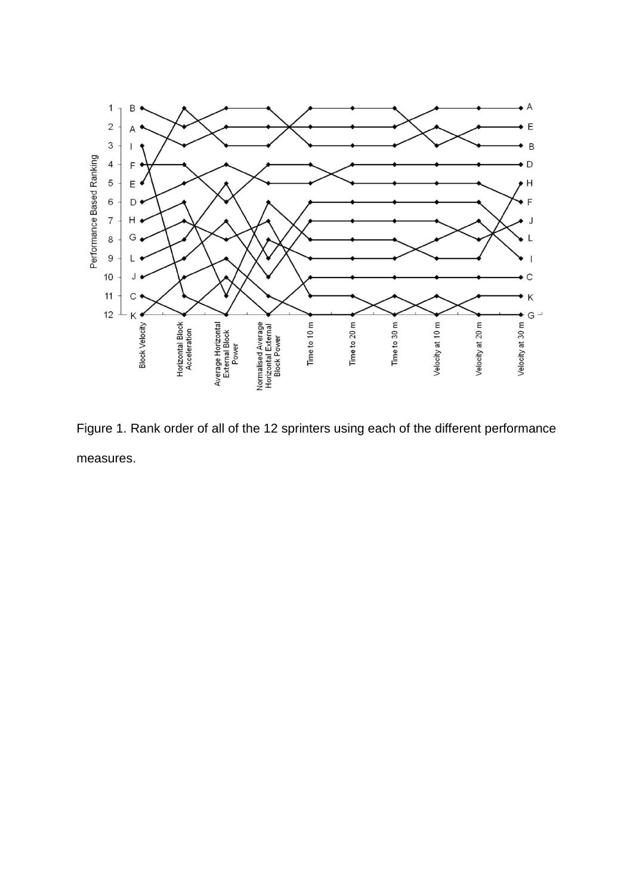Figure 1. Rank order of all of the 12 sprinters using each of the different performance measures.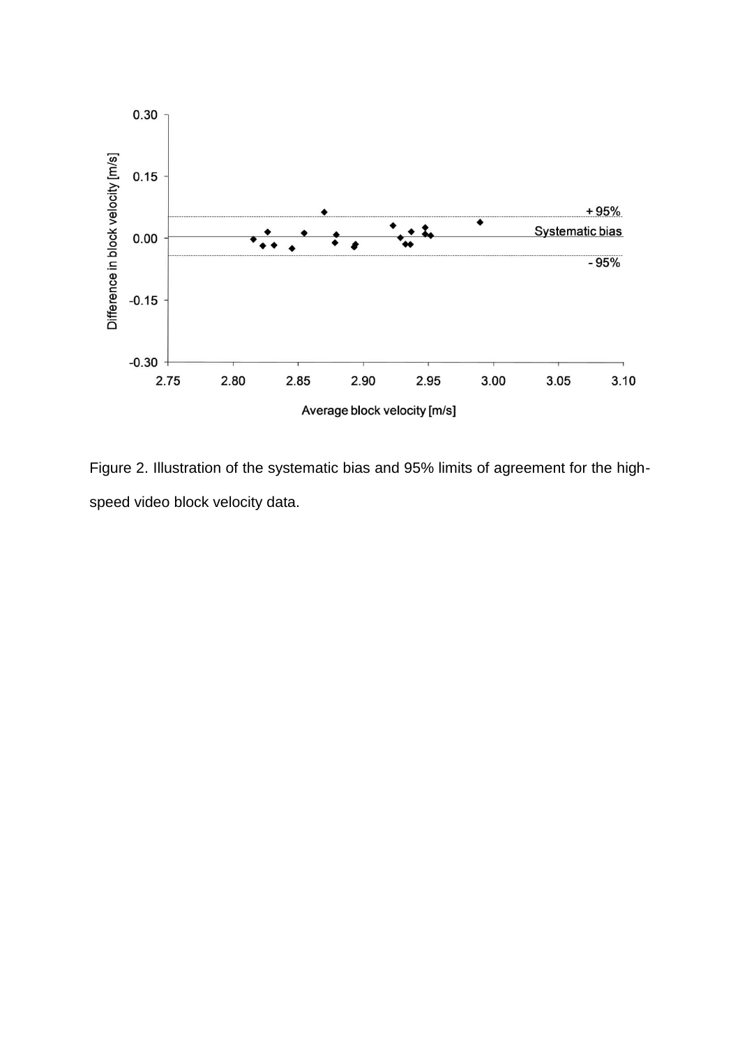0.30

0.15

0.00

-0.15

-0.30

Difference in block velocity [m/s]

+ 95%

Systematic bias

- 95%

2.75 2.80 2.85 2.90 2.95 3.00 3.05 3.10

Average block velocity [m/s]

Figure 2. Illustration of the systematic bias and 95% limits of agreement for the high-speed video block velocity data.